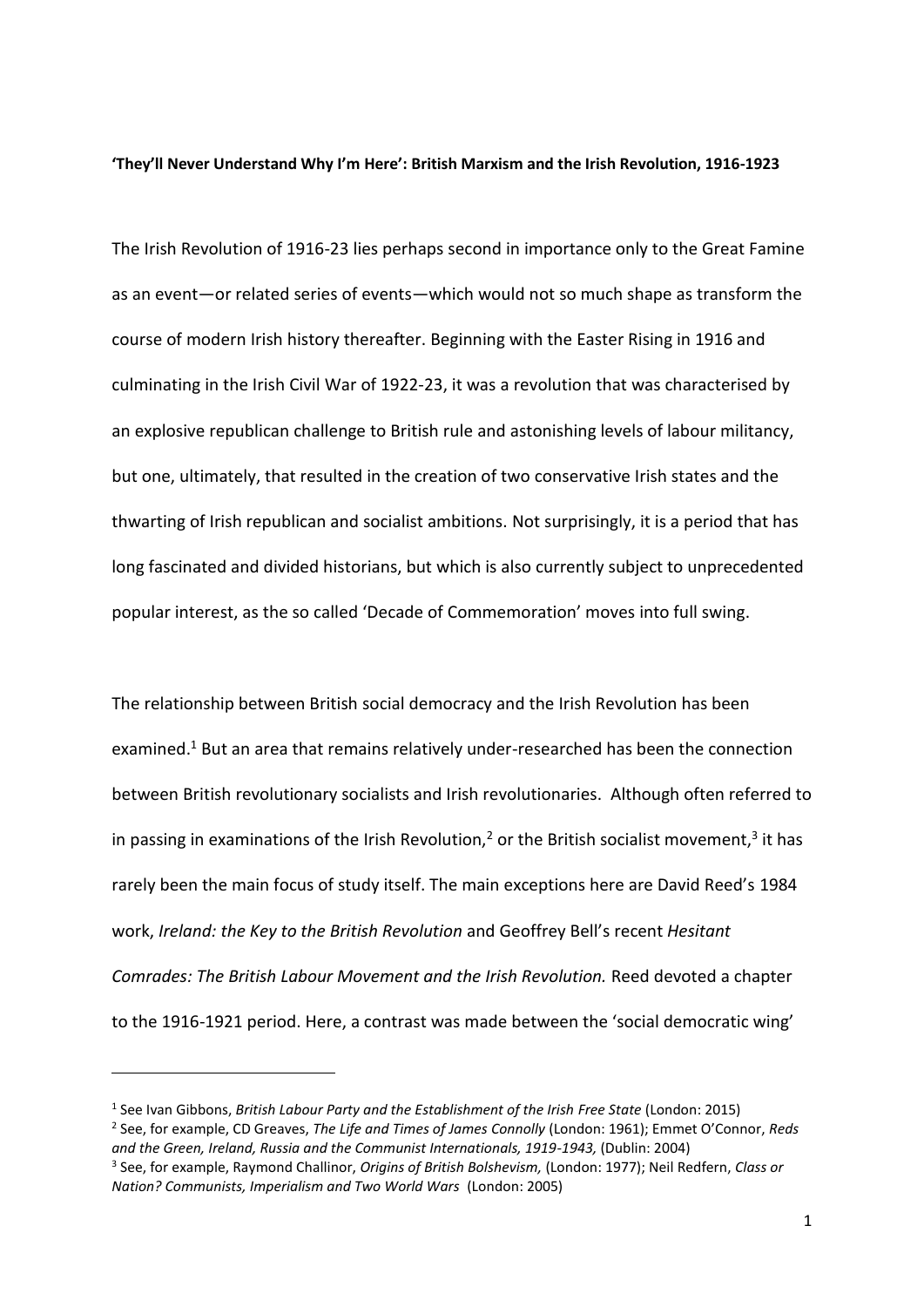**'They'll Never Understand Why I'm Here': British Marxism and the Irish Revolution, 1916-1923**

The Irish Revolution of 1916-23 lies perhaps second in importance only to the Great Famine as an event—or related series of events—which would not so much shape as transform the course of modern Irish history thereafter. Beginning with the Easter Rising in 1916 and culminating in the Irish Civil War of 1922-23, it was a revolution that was characterised by an explosive republican challenge to British rule and astonishing levels of labour militancy, but one, ultimately, that resulted in the creation of two conservative Irish states and the thwarting of Irish republican and socialist ambitions. Not surprisingly, it is a period that has long fascinated and divided historians, but which is also currently subject to unprecedented popular interest, as the so called 'Decade of Commemoration' moves into full swing.

The relationship between British social democracy and the Irish Revolution has been examined.[1] But an area that remains relatively under-researched has been the connection between British revolutionary socialists and Irish revolutionaries. Although often referred to in passing in examinations of the Irish Revolution,[2] or the British socialist movement,[3] it has rarely been the main focus of study itself. The main exceptions here are David Reed's 1984 work, *Ireland: the Key to the British Revolution* and Geoffrey Bell's recent *Hesitant Comrades: The British Labour Movement and the Irish Revolution.* Reed devoted a chapter to the 1916-1921 period. Here, a contrast was made between the 'social democratic wing'

---

[1] See Ivan Gibbons, *British Labour Party and the Establishment of the Irish Free State* (London: 2015)

[2] See, for example, CD Greaves, *The Life and Times of James Connolly* (London: 1961); Emmet O'Connor, *Reds and the Green, Ireland, Russia and the Communist Internationals, 1919-1943,* (Dublin: 2004)

[3] See, for example, Raymond Challinor, *Origins of British Bolshevism,* (London: 1977); Neil Redfern, *Class or Nation? Communists, Imperialism and Two World Wars* (London: 2005)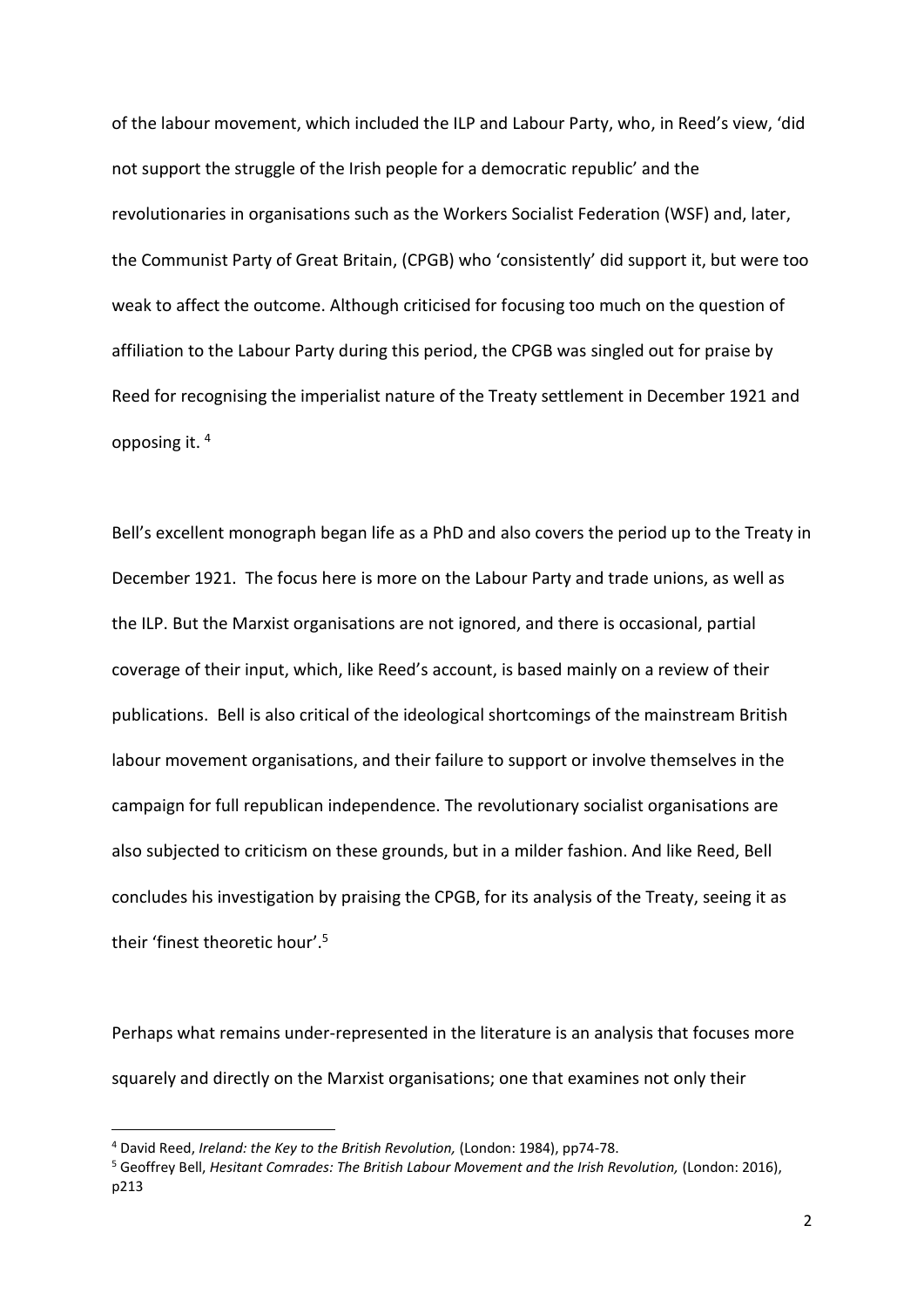of the labour movement, which included the ILP and Labour Party, who, in Reed's view, 'did not support the struggle of the Irish people for a democratic republic' and the revolutionaries in organisations such as the Workers Socialist Federation (WSF) and, later, the Communist Party of Great Britain, (CPGB) who 'consistently' did support it, but were too weak to affect the outcome. Although criticised for focusing too much on the question of affiliation to the Labour Party during this period, the CPGB was singled out for praise by Reed for recognising the imperialist nature of the Treaty settlement in December 1921 and opposing it. [4]

Bell's excellent monograph began life as a PhD and also covers the period up to the Treaty in December 1921. The focus here is more on the Labour Party and trade unions, as well as the ILP. But the Marxist organisations are not ignored, and there is occasional, partial coverage of their input, which, like Reed's account, is based mainly on a review of their publications. Bell is also critical of the ideological shortcomings of the mainstream British labour movement organisations, and their failure to support or involve themselves in the campaign for full republican independence. The revolutionary socialist organisations are also subjected to criticism on these grounds, but in a milder fashion. And like Reed, Bell concludes his investigation by praising the CPGB, for its analysis of the Treaty, seeing it as their 'finest theoretic hour'.[5]

Perhaps what remains under-represented in the literature is an analysis that focuses more squarely and directly on the Marxist organisations; one that examines not only their

---

[4] David Reed, *Ireland: the Key to the British Revolution,* (London: 1984), pp74-78.

[5] Geoffrey Bell, *Hesitant Comrades: The British Labour Movement and the Irish Revolution,* (London: 2016), p213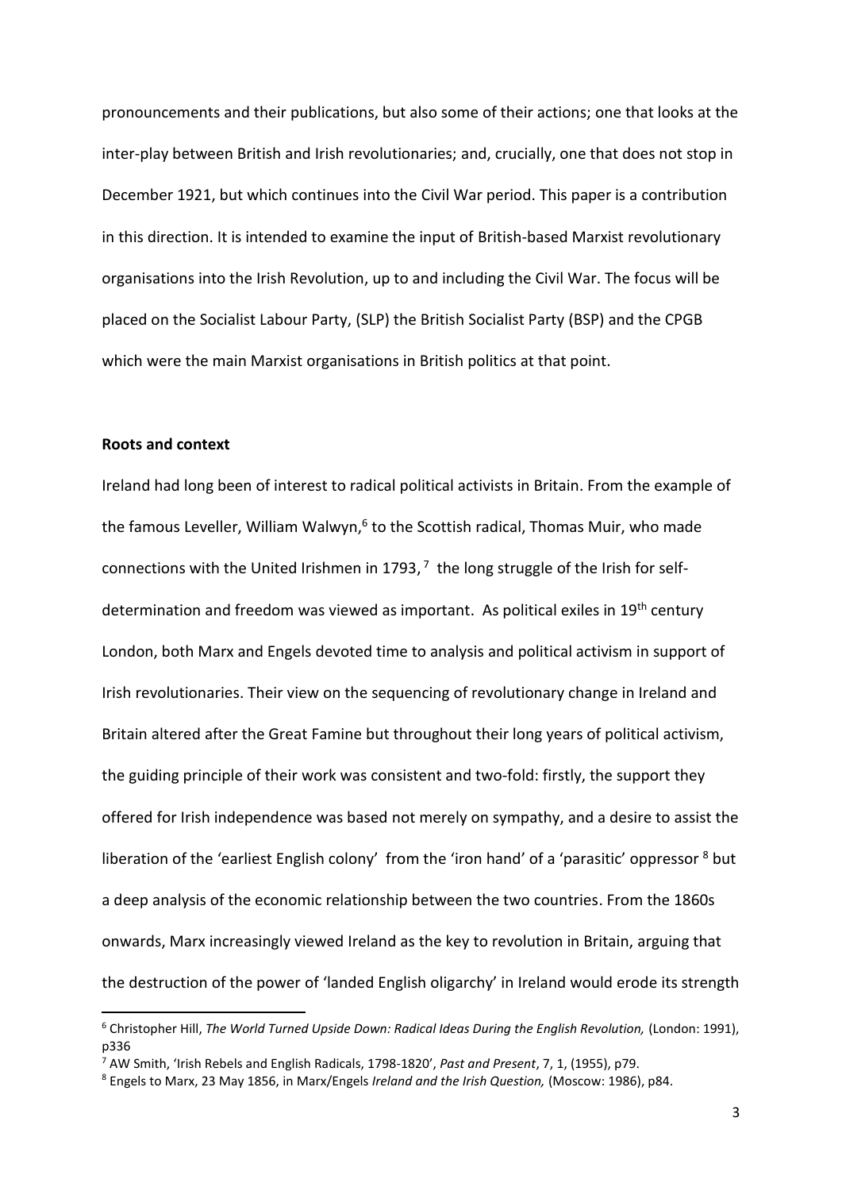pronouncements and their publications, but also some of their actions; one that looks at the inter-play between British and Irish revolutionaries; and, crucially, one that does not stop in December 1921, but which continues into the Civil War period. This paper is a contribution in this direction. It is intended to examine the input of British-based Marxist revolutionary organisations into the Irish Revolution, up to and including the Civil War. The focus will be placed on the Socialist Labour Party, (SLP) the British Socialist Party (BSP) and the CPGB which were the main Marxist organisations in British politics at that point.

**Roots and context**

Ireland had long been of interest to radical political activists in Britain. From the example of the famous Leveller, William Walwyn,[6] to the Scottish radical, Thomas Muir, who made connections with the United Irishmen in 1793,[7] the long struggle of the Irish for self-determination and freedom was viewed as important. As political exiles in 19th century London, both Marx and Engels devoted time to analysis and political activism in support of Irish revolutionaries. Their view on the sequencing of revolutionary change in Ireland and Britain altered after the Great Famine but throughout their long years of political activism, the guiding principle of their work was consistent and two-fold: firstly, the support they offered for Irish independence was based not merely on sympathy, and a desire to assist the liberation of the 'earliest English colony' from the 'iron hand' of a 'parasitic' oppressor [8] but a deep analysis of the economic relationship between the two countries. From the 1860s onwards, Marx increasingly viewed Ireland as the key to revolution in Britain, arguing that the destruction of the power of 'landed English oligarchy' in Ireland would erode its strength

---

[6] Christopher Hill, *The World Turned Upside Down: Radical Ideas During the English Revolution,* (London: 1991), p336

[7] AW Smith, 'Irish Rebels and English Radicals, 1798-1820', *Past and Present*, 7, 1, (1955), p79.

[8] Engels to Marx, 23 May 1856, in Marx/Engels *Ireland and the Irish Question,* (Moscow: 1986), p84.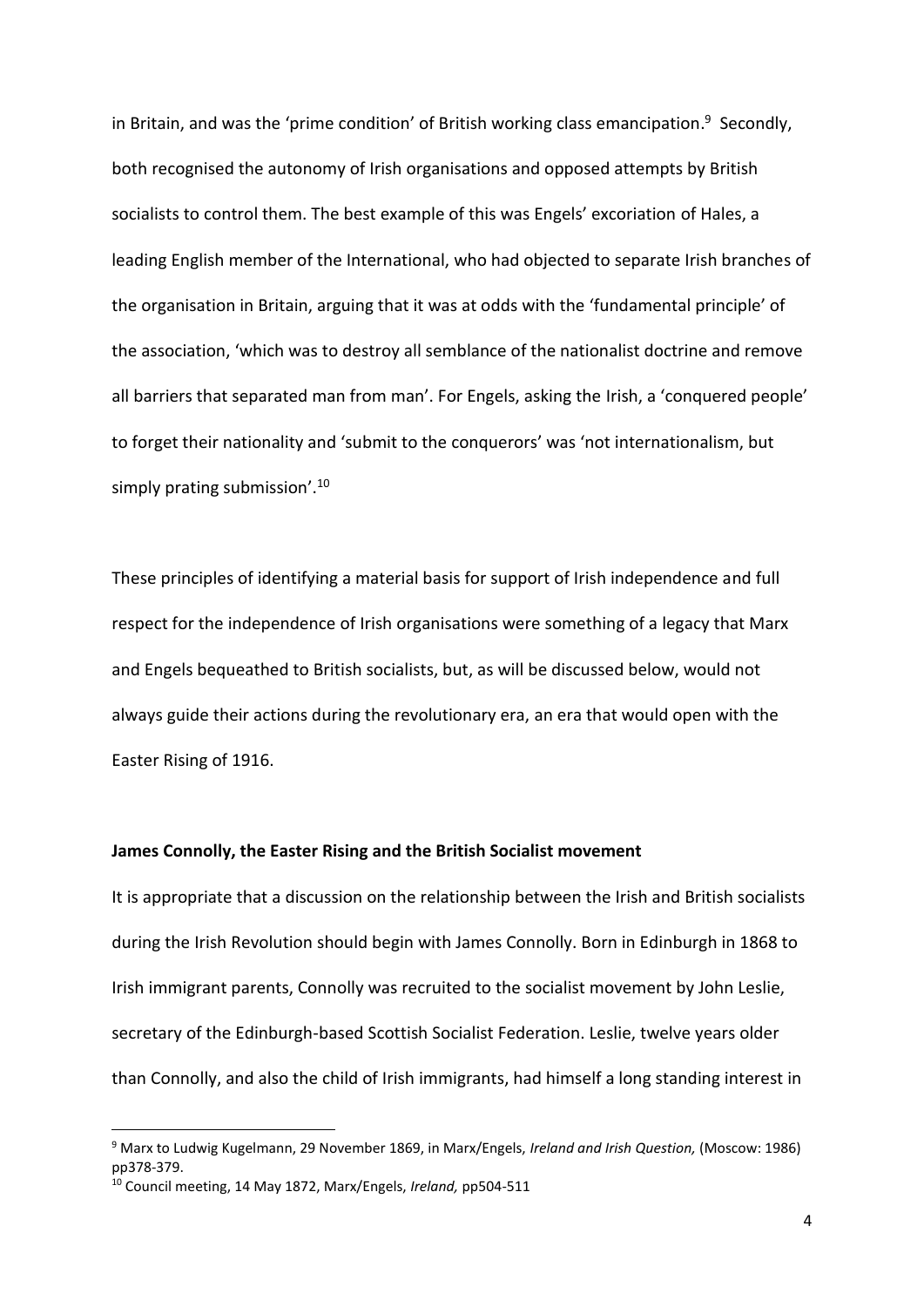in Britain, and was the 'prime condition' of British working class emancipation.[9] Secondly, both recognised the autonomy of Irish organisations and opposed attempts by British socialists to control them. The best example of this was Engels' excoriation of Hales, a leading English member of the International, who had objected to separate Irish branches of the organisation in Britain, arguing that it was at odds with the 'fundamental principle' of the association, 'which was to destroy all semblance of the nationalist doctrine and remove all barriers that separated man from man'. For Engels, asking the Irish, a 'conquered people' to forget their nationality and 'submit to the conquerors' was 'not internationalism, but simply prating submission'.[10]

These principles of identifying a material basis for support of Irish independence and full respect for the independence of Irish organisations were something of a legacy that Marx and Engels bequeathed to British socialists, but, as will be discussed below, would not always guide their actions during the revolutionary era, an era that would open with the Easter Rising of 1916.

**James Connolly, the Easter Rising and the British Socialist movement**

It is appropriate that a discussion on the relationship between the Irish and British socialists during the Irish Revolution should begin with James Connolly. Born in Edinburgh in 1868 to Irish immigrant parents, Connolly was recruited to the socialist movement by John Leslie, secretary of the Edinburgh-based Scottish Socialist Federation. Leslie, twelve years older than Connolly, and also the child of Irish immigrants, had himself a long standing interest in

---

[9] Marx to Ludwig Kugelmann, 29 November 1869, in Marx/Engels, *Ireland and Irish Question,* (Moscow: 1986) pp378-379.

[10] Council meeting, 14 May 1872, Marx/Engels, *Ireland,* pp504-511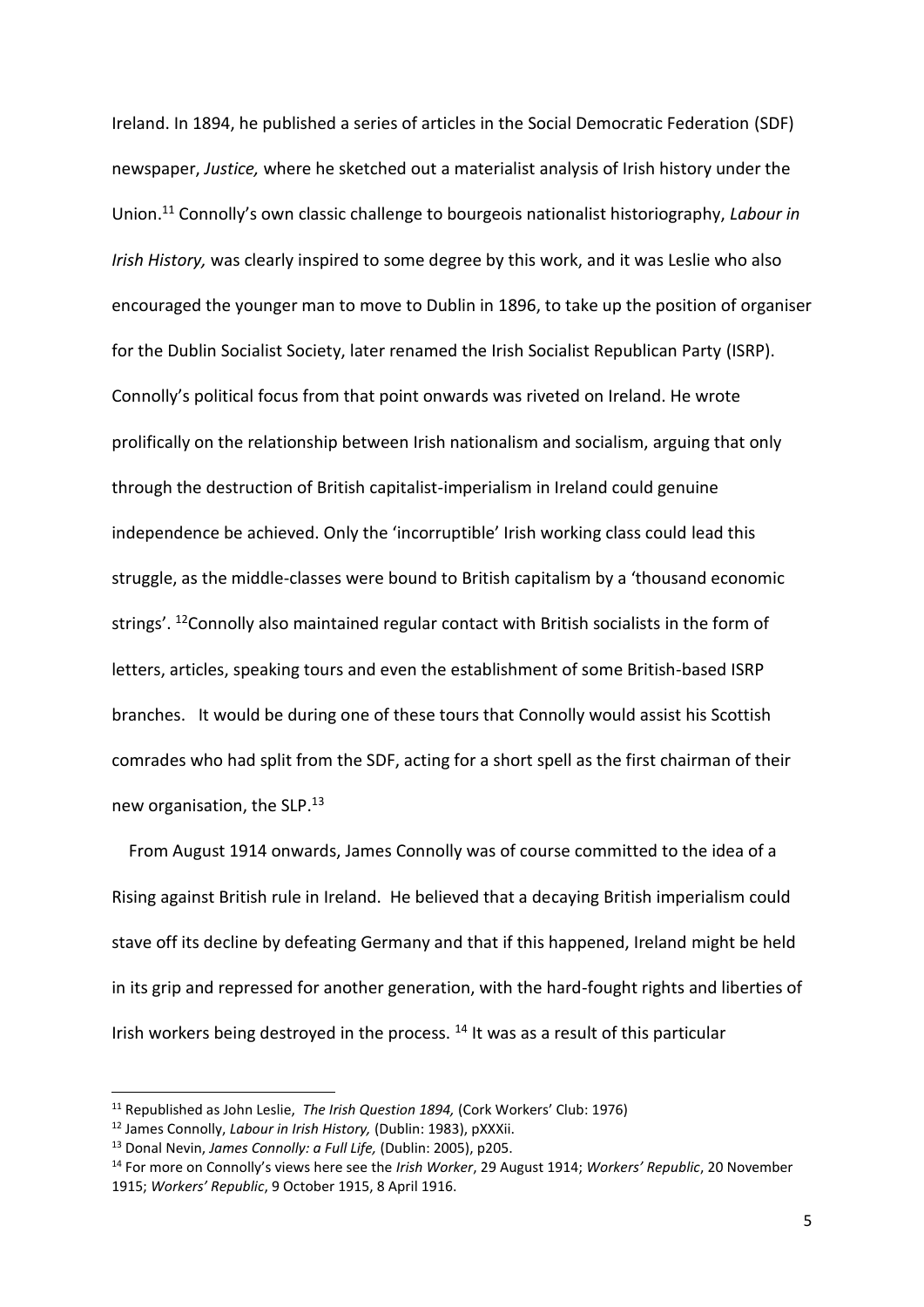Ireland. In 1894, he published a series of articles in the Social Democratic Federation (SDF) newspaper, *Justice,* where he sketched out a materialist analysis of Irish history under the Union.[11] Connolly's own classic challenge to bourgeois nationalist historiography, *Labour in Irish History,* was clearly inspired to some degree by this work, and it was Leslie who also encouraged the younger man to move to Dublin in 1896, to take up the position of organiser for the Dublin Socialist Society, later renamed the Irish Socialist Republican Party (ISRP). Connolly's political focus from that point onwards was riveted on Ireland. He wrote prolifically on the relationship between Irish nationalism and socialism, arguing that only through the destruction of British capitalist-imperialism in Ireland could genuine independence be achieved. Only the 'incorruptible' Irish working class could lead this struggle, as the middle-classes were bound to British capitalism by a 'thousand economic strings'. [12]Connolly also maintained regular contact with British socialists in the form of letters, articles, speaking tours and even the establishment of some British-based ISRP branches. It would be during one of these tours that Connolly would assist his Scottish comrades who had split from the SDF, acting for a short spell as the first chairman of their new organisation, the SLP.[13]

From August 1914 onwards, James Connolly was of course committed to the idea of a Rising against British rule in Ireland. He believed that a decaying British imperialism could stave off its decline by defeating Germany and that if this happened, Ireland might be held in its grip and repressed for another generation, with the hard-fought rights and liberties of Irish workers being destroyed in the process. [14] It was as a result of this particular

---

[11] Republished as John Leslie, *The Irish Question 1894,* (Cork Workers' Club: 1976)

[12] James Connolly, *Labour in Irish History,* (Dublin: 1983), pXXXii.

[13] Donal Nevin, *James Connolly: a Full Life,* (Dublin: 2005), p205.

[14] For more on Connolly's views here see the *Irish Worker*, 29 August 1914; *Workers' Republic*, 20 November 1915; *Workers' Republic*, 9 October 1915, 8 April 1916.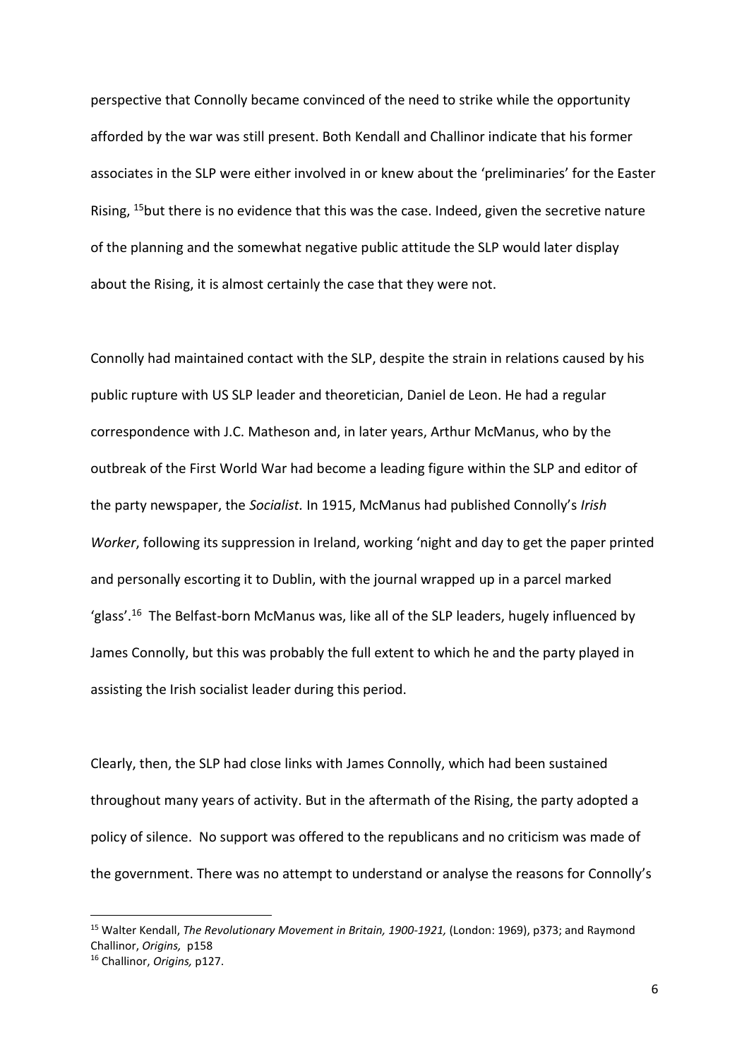perspective that Connolly became convinced of the need to strike while the opportunity afforded by the war was still present. Both Kendall and Challinor indicate that his former associates in the SLP were either involved in or knew about the 'preliminaries' for the Easter Rising, [15]but there is no evidence that this was the case. Indeed, given the secretive nature of the planning and the somewhat negative public attitude the SLP would later display about the Rising, it is almost certainly the case that they were not.

Connolly had maintained contact with the SLP, despite the strain in relations caused by his public rupture with US SLP leader and theoretician, Daniel de Leon. He had a regular correspondence with J.C. Matheson and, in later years, Arthur McManus, who by the outbreak of the First World War had become a leading figure within the SLP and editor of the party newspaper, the *Socialist.* In 1915, McManus had published Connolly's *Irish Worker*, following its suppression in Ireland, working 'night and day to get the paper printed and personally escorting it to Dublin, with the journal wrapped up in a parcel marked 'glass'.[16] The Belfast-born McManus was, like all of the SLP leaders, hugely influenced by James Connolly, but this was probably the full extent to which he and the party played in assisting the Irish socialist leader during this period.

Clearly, then, the SLP had close links with James Connolly, which had been sustained throughout many years of activity. But in the aftermath of the Rising, the party adopted a policy of silence. No support was offered to the republicans and no criticism was made of the government. There was no attempt to understand or analyse the reasons for Connolly's

---

[15] Walter Kendall, *The Revolutionary Movement in Britain, 1900-1921,* (London: 1969), p373; and Raymond Challinor, *Origins,* p158

[16] Challinor, *Origins,* p127.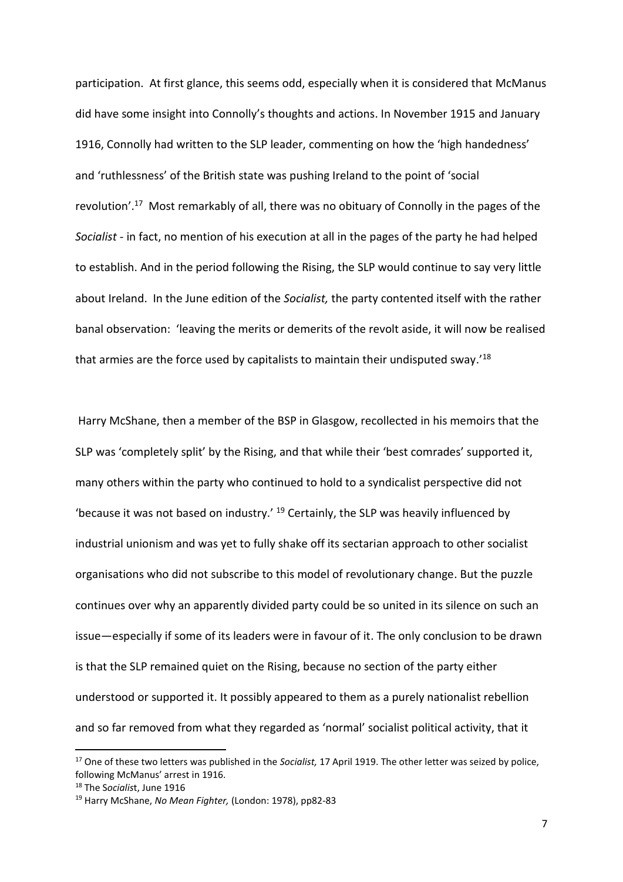participation. At first glance, this seems odd, especially when it is considered that McManus did have some insight into Connolly's thoughts and actions. In November 1915 and January 1916, Connolly had written to the SLP leader, commenting on how the 'high handedness' and 'ruthlessness' of the British state was pushing Ireland to the point of 'social revolution'.[17] Most remarkably of all, there was no obituary of Connolly in the pages of the *Socialist* - in fact, no mention of his execution at all in the pages of the party he had helped to establish. And in the period following the Rising, the SLP would continue to say very little about Ireland. In the June edition of the *Socialist,* the party contented itself with the rather banal observation: 'leaving the merits or demerits of the revolt aside, it will now be realised that armies are the force used by capitalists to maintain their undisputed sway.'[18]

Harry McShane, then a member of the BSP in Glasgow, recollected in his memoirs that the SLP was 'completely split' by the Rising, and that while their 'best comrades' supported it, many others within the party who continued to hold to a syndicalist perspective did not 'because it was not based on industry.' [19] Certainly, the SLP was heavily influenced by industrial unionism and was yet to fully shake off its sectarian approach to other socialist organisations who did not subscribe to this model of revolutionary change. But the puzzle continues over why an apparently divided party could be so united in its silence on such an issue—especially if some of its leaders were in favour of it. The only conclusion to be drawn is that the SLP remained quiet on the Rising, because no section of the party either understood or supported it. It possibly appeared to them as a purely nationalist rebellion and so far removed from what they regarded as 'normal' socialist political activity, that it

---

[17] One of these two letters was published in the *Socialist,* 17 April 1919. The other letter was seized by police, following McManus' arrest in 1916.

[18] The *Socialist*, June 1916

[19] Harry McShane, *No Mean Fighter,* (London: 1978), pp82-83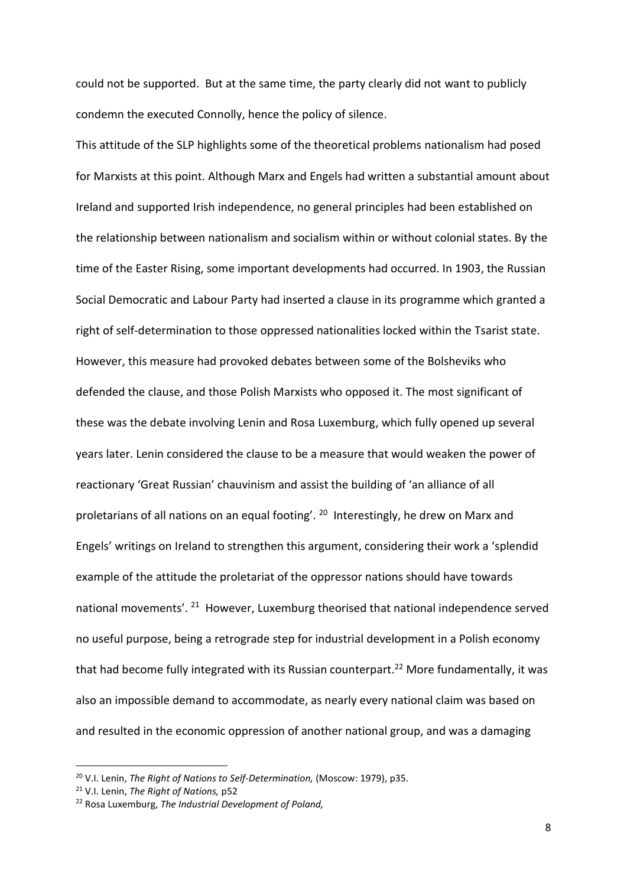could not be supported. But at the same time, the party clearly did not want to publicly condemn the executed Connolly, hence the policy of silence.

This attitude of the SLP highlights some of the theoretical problems nationalism had posed for Marxists at this point. Although Marx and Engels had written a substantial amount about Ireland and supported Irish independence, no general principles had been established on the relationship between nationalism and socialism within or without colonial states. By the time of the Easter Rising, some important developments had occurred. In 1903, the Russian Social Democratic and Labour Party had inserted a clause in its programme which granted a right of self-determination to those oppressed nationalities locked within the Tsarist state. However, this measure had provoked debates between some of the Bolsheviks who defended the clause, and those Polish Marxists who opposed it. The most significant of these was the debate involving Lenin and Rosa Luxemburg, which fully opened up several years later. Lenin considered the clause to be a measure that would weaken the power of reactionary 'Great Russian' chauvinism and assist the building of 'an alliance of all proletarians of all nations on an equal footing'. [20] Interestingly, he drew on Marx and Engels' writings on Ireland to strengthen this argument, considering their work a 'splendid example of the attitude the proletariat of the oppressor nations should have towards national movements'. [21] However, Luxemburg theorised that national independence served no useful purpose, being a retrograde step for industrial development in a Polish economy that had become fully integrated with its Russian counterpart.[22] More fundamentally, it was also an impossible demand to accommodate, as nearly every national claim was based on and resulted in the economic oppression of another national group, and was a damaging

---

[20] V.I. Lenin, *The Right of Nations to Self-Determination,* (Moscow: 1979), p35.

[21] V.I. Lenin, *The Right of Nations,* p52

[22] Rosa Luxemburg, *The Industrial Development of Poland,*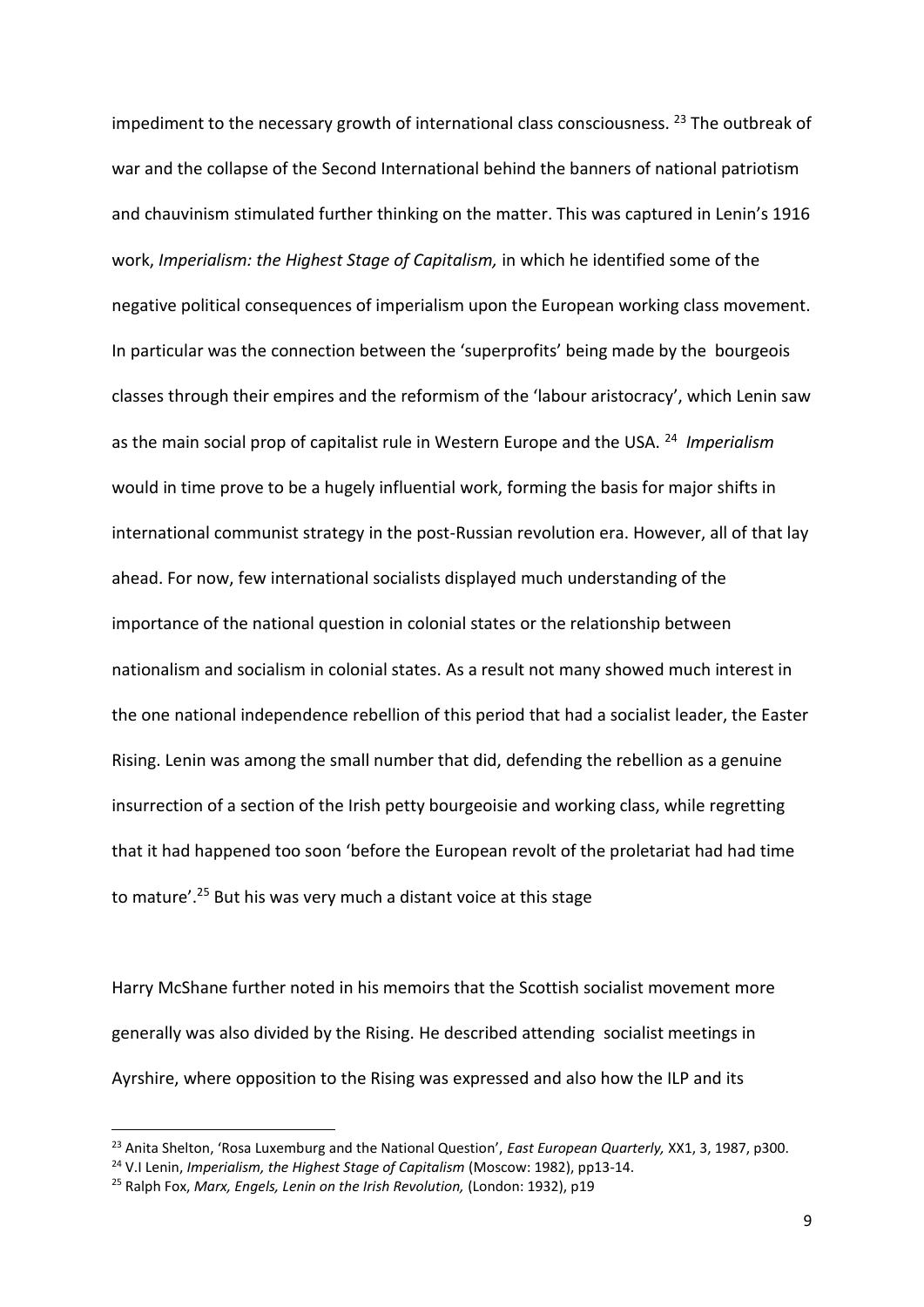impediment to the necessary growth of international class consciousness. [23] The outbreak of war and the collapse of the Second International behind the banners of national patriotism and chauvinism stimulated further thinking on the matter. This was captured in Lenin's 1916 work, *Imperialism: the Highest Stage of Capitalism,* in which he identified some of the negative political consequences of imperialism upon the European working class movement. In particular was the connection between the 'superprofits' being made by the bourgeois classes through their empires and the reformism of the 'labour aristocracy', which Lenin saw as the main social prop of capitalist rule in Western Europe and the USA. [24] *Imperialism* would in time prove to be a hugely influential work, forming the basis for major shifts in international communist strategy in the post-Russian revolution era. However, all of that lay ahead. For now, few international socialists displayed much understanding of the importance of the national question in colonial states or the relationship between nationalism and socialism in colonial states. As a result not many showed much interest in the one national independence rebellion of this period that had a socialist leader, the Easter Rising. Lenin was among the small number that did, defending the rebellion as a genuine insurrection of a section of the Irish petty bourgeoisie and working class, while regretting that it had happened too soon 'before the European revolt of the proletariat had had time to mature'.[25] But his was very much a distant voice at this stage

Harry McShane further noted in his memoirs that the Scottish socialist movement more generally was also divided by the Rising. He described attending socialist meetings in Ayrshire, where opposition to the Rising was expressed and also how the ILP and its

---

[23] Anita Shelton, 'Rosa Luxemburg and the National Question', *East European Quarterly,* XX1, 3, 1987, p300.

[24] V.I Lenin, *Imperialism, the Highest Stage of Capitalism* (Moscow: 1982), pp13-14.

[25] Ralph Fox, *Marx, Engels, Lenin on the Irish Revolution,* (London: 1932), p19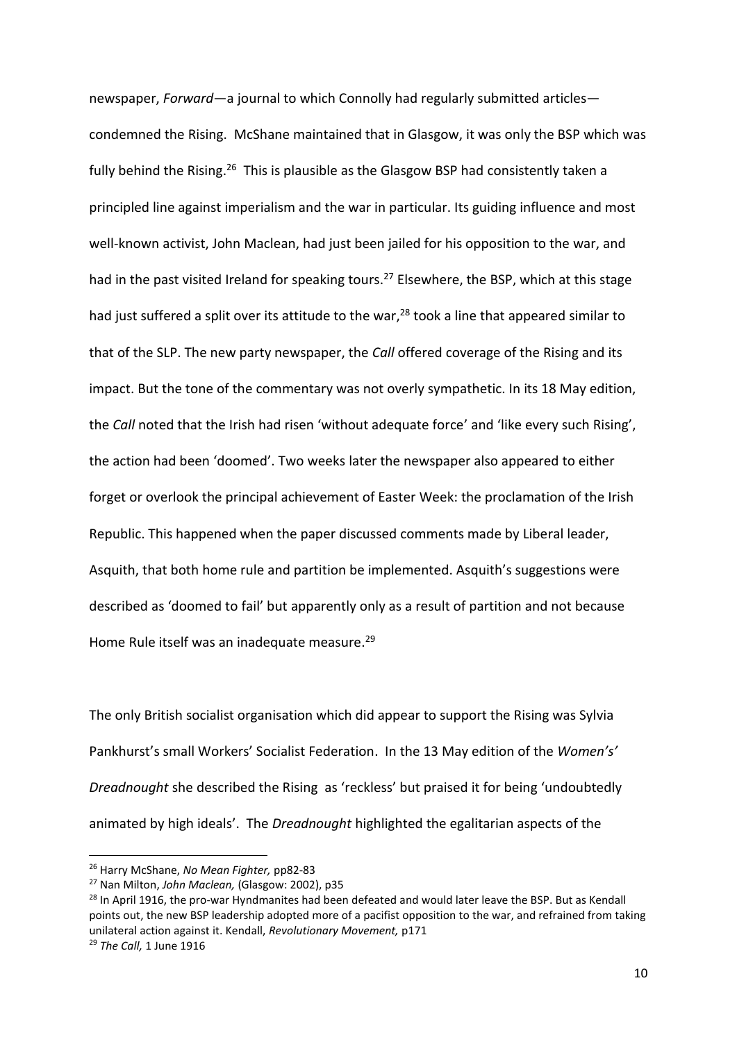newspaper, *Forward*—a journal to which Connolly had regularly submitted articles—condemned the Rising. McShane maintained that in Glasgow, it was only the BSP which was fully behind the Rising.[26] This is plausible as the Glasgow BSP had consistently taken a principled line against imperialism and the war in particular. Its guiding influence and most well-known activist, John Maclean, had just been jailed for his opposition to the war, and had in the past visited Ireland for speaking tours.[27] Elsewhere, the BSP, which at this stage had just suffered a split over its attitude to the war,[28] took a line that appeared similar to that of the SLP. The new party newspaper, the *Call* offered coverage of the Rising and its impact. But the tone of the commentary was not overly sympathetic. In its 18 May edition, the *Call* noted that the Irish had risen 'without adequate force' and 'like every such Rising', the action had been 'doomed'. Two weeks later the newspaper also appeared to either forget or overlook the principal achievement of Easter Week: the proclamation of the Irish Republic. This happened when the paper discussed comments made by Liberal leader, Asquith, that both home rule and partition be implemented. Asquith's suggestions were described as 'doomed to fail' but apparently only as a result of partition and not because Home Rule itself was an inadequate measure.[29]

The only British socialist organisation which did appear to support the Rising was Sylvia Pankhurst's small Workers' Socialist Federation. In the 13 May edition of the *Women's' Dreadnought* she described the Rising as 'reckless' but praised it for being 'undoubtedly animated by high ideals'. The *Dreadnought* highlighted the egalitarian aspects of the

---

[26] Harry McShane, *No Mean Fighter,* pp82-83

[27] Nan Milton, *John Maclean,* (Glasgow: 2002), p35

[28] In April 1916, the pro-war Hyndmanites had been defeated and would later leave the BSP. But as Kendall points out, the new BSP leadership adopted more of a pacifist opposition to the war, and refrained from taking unilateral action against it. Kendall, *Revolutionary Movement,* p171

[29] *The Call,* 1 June 1916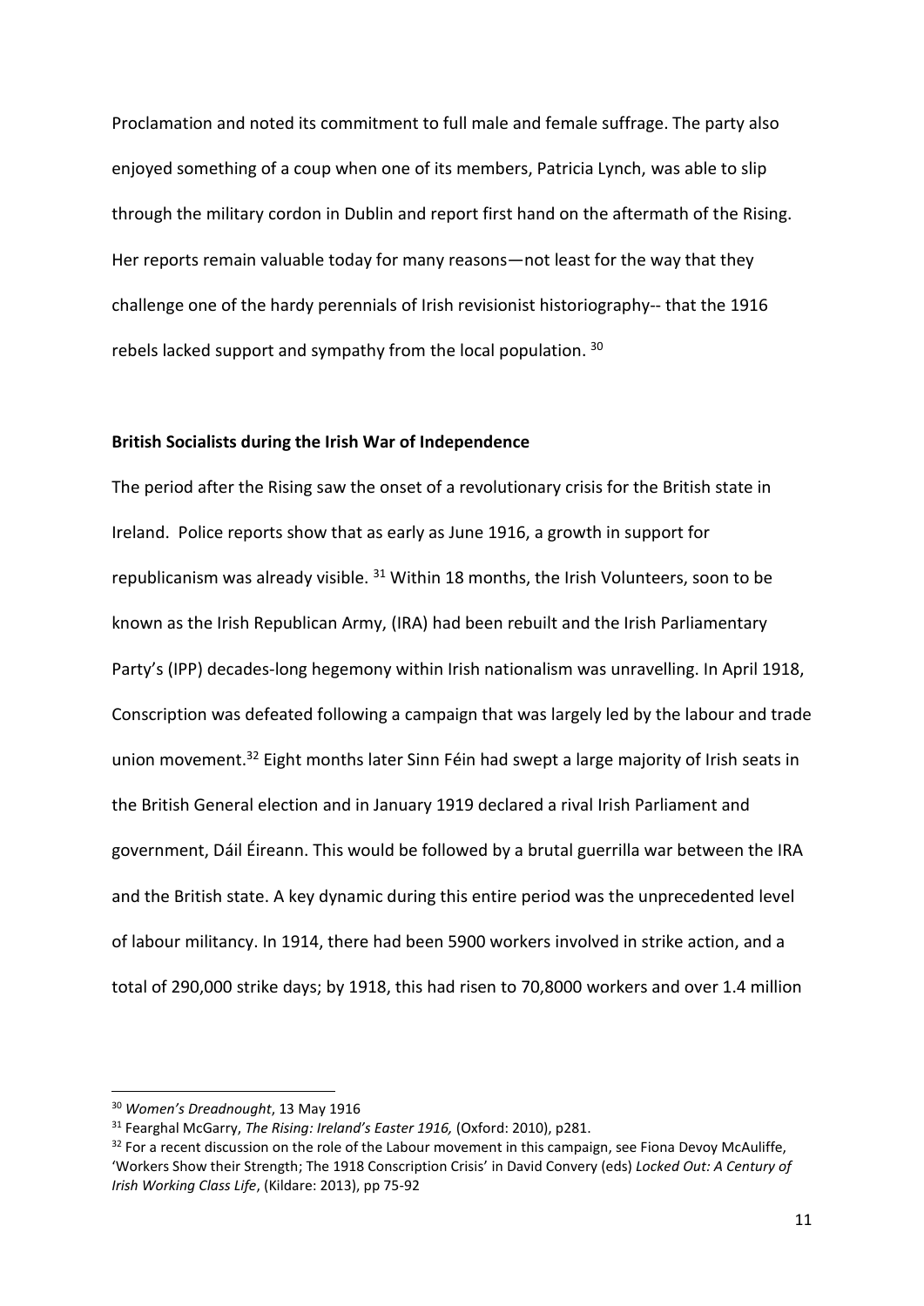Proclamation and noted its commitment to full male and female suffrage. The party also enjoyed something of a coup when one of its members, Patricia Lynch, was able to slip through the military cordon in Dublin and report first hand on the aftermath of the Rising. Her reports remain valuable today for many reasons—not least for the way that they challenge one of the hardy perennials of Irish revisionist historiography-- that the 1916 rebels lacked support and sympathy from the local population. [30]

**British Socialists during the Irish War of Independence**

The period after the Rising saw the onset of a revolutionary crisis for the British state in Ireland. Police reports show that as early as June 1916, a growth in support for republicanism was already visible. [31] Within 18 months, the Irish Volunteers, soon to be known as the Irish Republican Army, (IRA) had been rebuilt and the Irish Parliamentary Party's (IPP) decades-long hegemony within Irish nationalism was unravelling. In April 1918, Conscription was defeated following a campaign that was largely led by the labour and trade union movement.[32] Eight months later Sinn Féin had swept a large majority of Irish seats in the British General election and in January 1919 declared a rival Irish Parliament and government, Dáil Éireann. This would be followed by a brutal guerrilla war between the IRA and the British state. A key dynamic during this entire period was the unprecedented level of labour militancy. In 1914, there had been 5900 workers involved in strike action, and a total of 290,000 strike days; by 1918, this had risen to 70,8000 workers and over 1.4 million

---

[30] *Women's Dreadnought*, 13 May 1916

[31] Fearghal McGarry, *The Rising: Ireland's Easter 1916,* (Oxford: 2010), p281.

[32] For a recent discussion on the role of the Labour movement in this campaign, see Fiona Devoy McAuliffe, 'Workers Show their Strength; The 1918 Conscription Crisis' in David Convery (eds) *Locked Out: A Century of Irish Working Class Life*, (Kildare: 2013), pp 75-92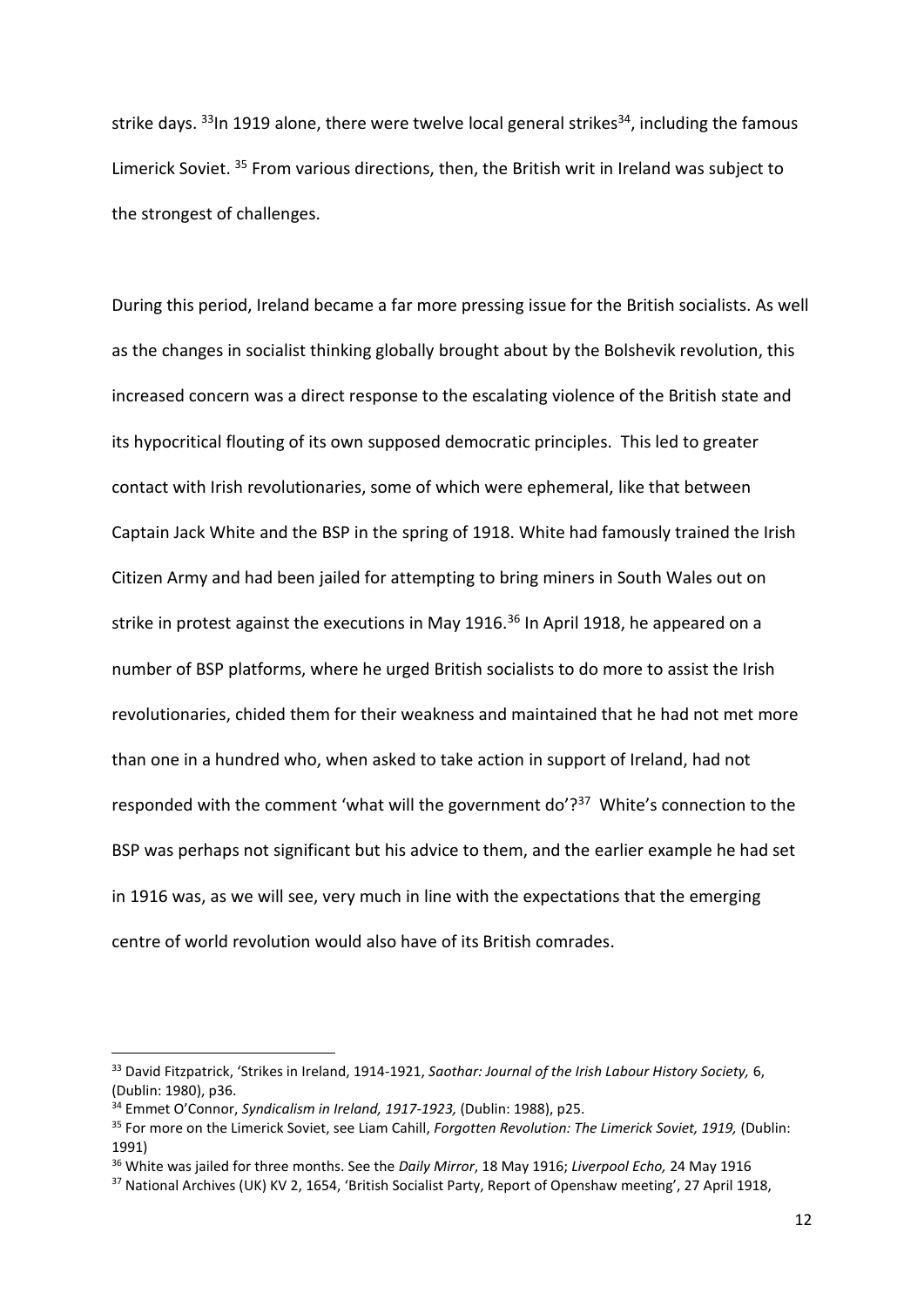strike days. [33]In 1919 alone, there were twelve local general strikes[34], including the famous Limerick Soviet. [35] From various directions, then, the British writ in Ireland was subject to the strongest of challenges.

During this period, Ireland became a far more pressing issue for the British socialists. As well as the changes in socialist thinking globally brought about by the Bolshevik revolution, this increased concern was a direct response to the escalating violence of the British state and its hypocritical flouting of its own supposed democratic principles. This led to greater contact with Irish revolutionaries, some of which were ephemeral, like that between Captain Jack White and the BSP in the spring of 1918. White had famously trained the Irish Citizen Army and had been jailed for attempting to bring miners in South Wales out on strike in protest against the executions in May 1916.[36] In April 1918, he appeared on a number of BSP platforms, where he urged British socialists to do more to assist the Irish revolutionaries, chided them for their weakness and maintained that he had not met more than one in a hundred who, when asked to take action in support of Ireland, had not responded with the comment 'what will the government do'?[37] White's connection to the BSP was perhaps not significant but his advice to them, and the earlier example he had set in 1916 was, as we will see, very much in line with the expectations that the emerging centre of world revolution would also have of its British comrades.

---

[33] David Fitzpatrick, 'Strikes in Ireland, 1914-1921, *Saothar: Journal of the Irish Labour History Society,* 6, (Dublin: 1980), p36.

[34] Emmet O'Connor, *Syndicalism in Ireland, 1917-1923,* (Dublin: 1988), p25.

[35] For more on the Limerick Soviet, see Liam Cahill, *Forgotten Revolution: The Limerick Soviet, 1919,* (Dublin: 1991)

[36] White was jailed for three months. See the *Daily Mirror*, 18 May 1916; *Liverpool Echo,* 24 May 1916

[37] National Archives (UK) KV 2, 1654, 'British Socialist Party, Report of Openshaw meeting', 27 April 1918,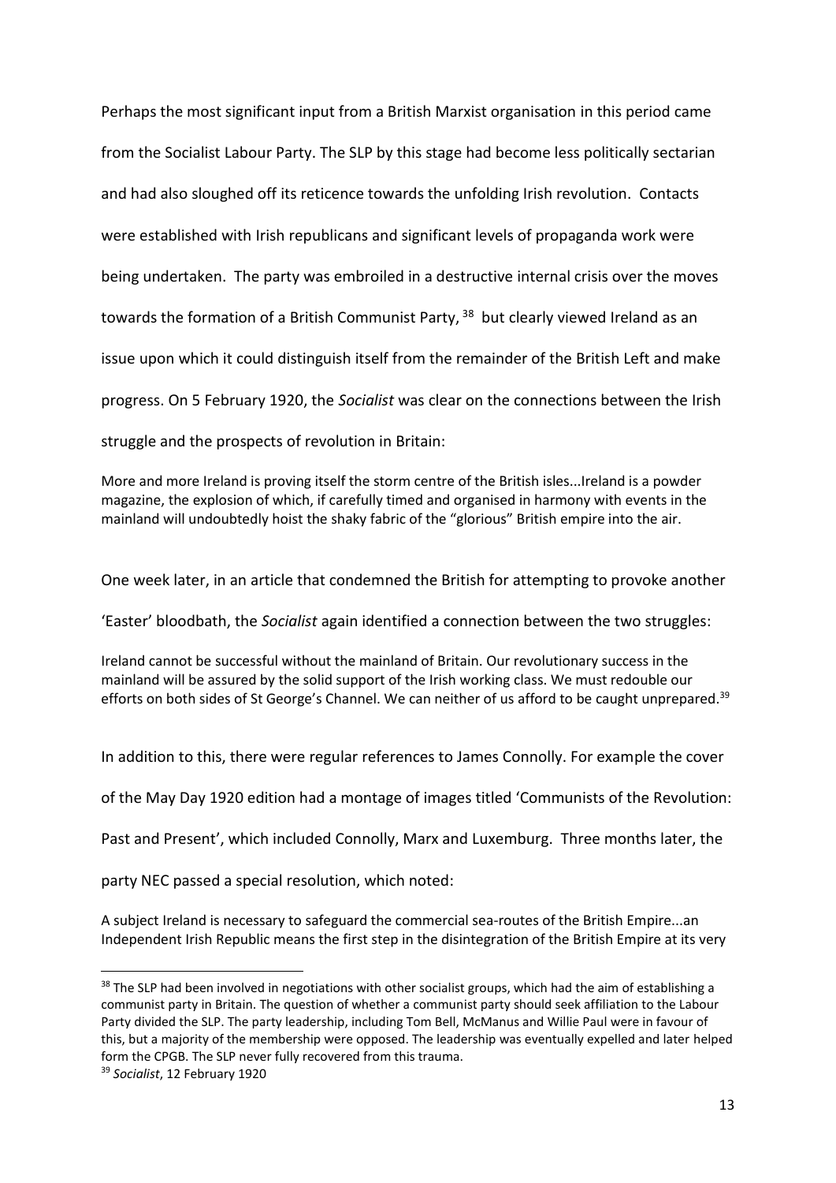Perhaps the most significant input from a British Marxist organisation in this period came from the Socialist Labour Party. The SLP by this stage had become less politically sectarian and had also sloughed off its reticence towards the unfolding Irish revolution. Contacts were established with Irish republicans and significant levels of propaganda work were being undertaken. The party was embroiled in a destructive internal crisis over the moves towards the formation of a British Communist Party, [38] but clearly viewed Ireland as an issue upon which it could distinguish itself from the remainder of the British Left and make progress. On 5 February 1920, the *Socialist* was clear on the connections between the Irish struggle and the prospects of revolution in Britain:

> More and more Ireland is proving itself the storm centre of the British isles...Ireland is a powder magazine, the explosion of which, if carefully timed and organised in harmony with events in the mainland will undoubtedly hoist the shaky fabric of the "glorious" British empire into the air.

One week later, in an article that condemned the British for attempting to provoke another 'Easter' bloodbath, the *Socialist* again identified a connection between the two struggles:

> Ireland cannot be successful without the mainland of Britain. Our revolutionary success in the mainland will be assured by the solid support of the Irish working class. We must redouble our efforts on both sides of St George's Channel. We can neither of us afford to be caught unprepared.[39]

In addition to this, there were regular references to James Connolly. For example the cover of the May Day 1920 edition had a montage of images titled 'Communists of the Revolution: Past and Present', which included Connolly, Marx and Luxemburg. Three months later, the party NEC passed a special resolution, which noted:

> A subject Ireland is necessary to safeguard the commercial sea-routes of the British Empire...an Independent Irish Republic means the first step in the disintegration of the British Empire at its very

---

[38] The SLP had been involved in negotiations with other socialist groups, which had the aim of establishing a communist party in Britain. The question of whether a communist party should seek affiliation to the Labour Party divided the SLP. The party leadership, including Tom Bell, McManus and Willie Paul were in favour of this, but a majority of the membership were opposed. The leadership was eventually expelled and later helped form the CPGB. The SLP never fully recovered from this trauma.

[39] *Socialist*, 12 February 1920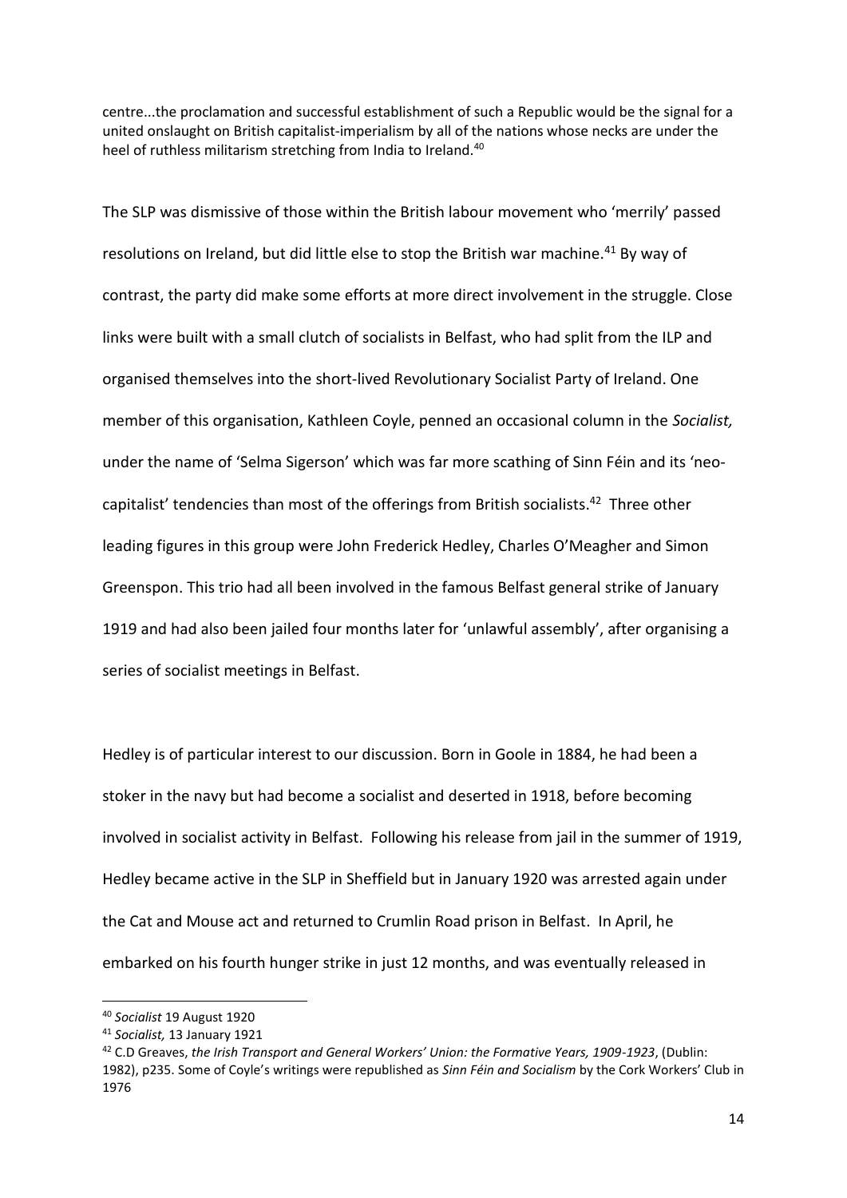centre...the proclamation and successful establishment of such a Republic would be the signal for a united onslaught on British capitalist-imperialism by all of the nations whose necks are under the heel of ruthless militarism stretching from India to Ireland.[40]

The SLP was dismissive of those within the British labour movement who 'merrily' passed resolutions on Ireland, but did little else to stop the British war machine.[41] By way of contrast, the party did make some efforts at more direct involvement in the struggle. Close links were built with a small clutch of socialists in Belfast, who had split from the ILP and organised themselves into the short-lived Revolutionary Socialist Party of Ireland. One member of this organisation, Kathleen Coyle, penned an occasional column in the *Socialist,* under the name of 'Selma Sigerson' which was far more scathing of Sinn Féin and its 'neo-capitalist' tendencies than most of the offerings from British socialists.[42] Three other leading figures in this group were John Frederick Hedley, Charles O'Meagher and Simon Greenspon. This trio had all been involved in the famous Belfast general strike of January 1919 and had also been jailed four months later for 'unlawful assembly', after organising a series of socialist meetings in Belfast.

Hedley is of particular interest to our discussion. Born in Goole in 1884, he had been a stoker in the navy but had become a socialist and deserted in 1918, before becoming involved in socialist activity in Belfast. Following his release from jail in the summer of 1919, Hedley became active in the SLP in Sheffield but in January 1920 was arrested again under the Cat and Mouse act and returned to Crumlin Road prison in Belfast. In April, he embarked on his fourth hunger strike in just 12 months, and was eventually released in

---

[40] *Socialist* 19 August 1920

[41] *Socialist,* 13 January 1921

[42] C.D Greaves, *the Irish Transport and General Workers' Union: the Formative Years, 1909-1923*, (Dublin: 1982), p235. Some of Coyle's writings were republished as *Sinn Féin and Socialism* by the Cork Workers' Club in 1976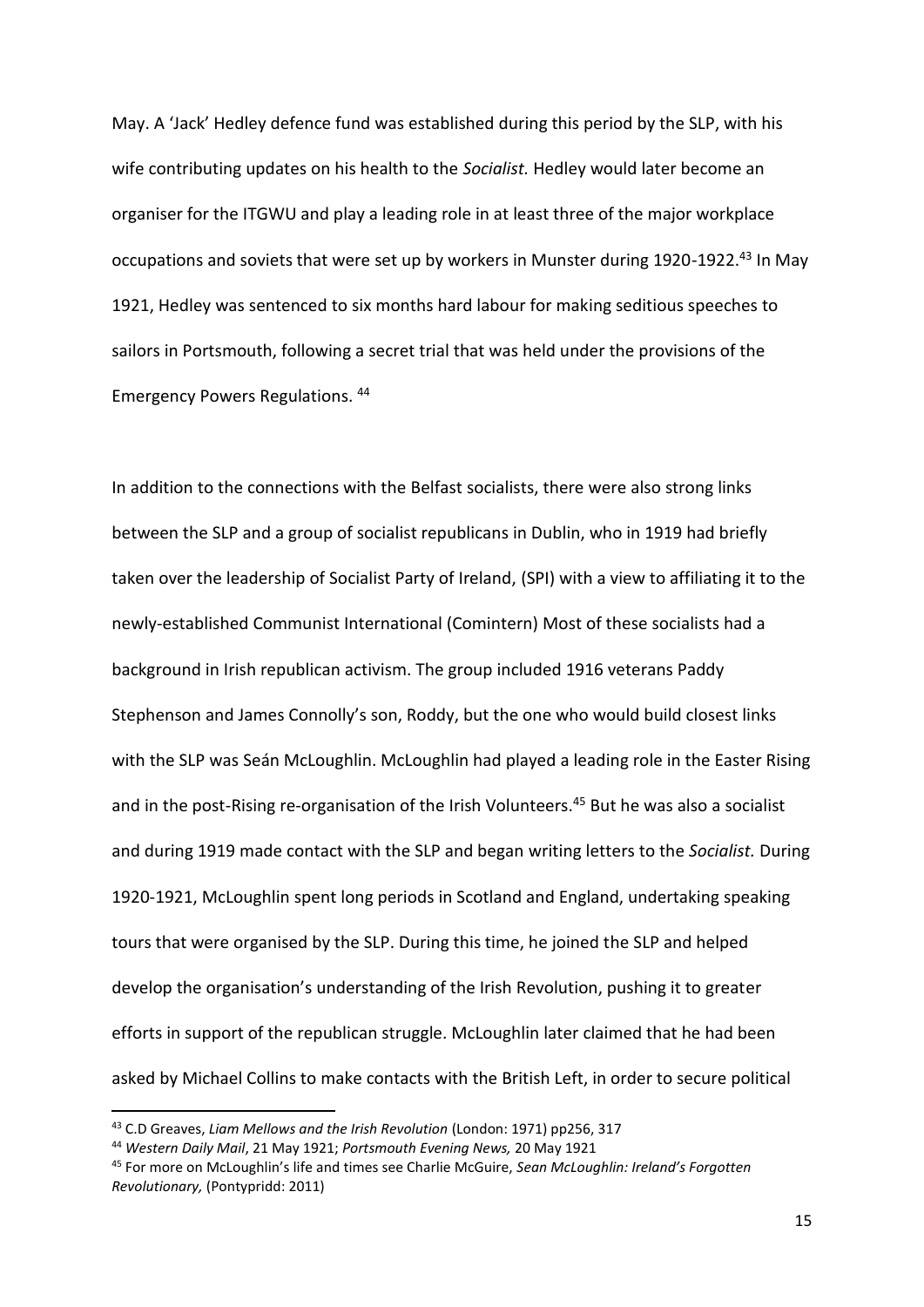May. A 'Jack' Hedley defence fund was established during this period by the SLP, with his wife contributing updates on his health to the *Socialist.* Hedley would later become an organiser for the ITGWU and play a leading role in at least three of the major workplace occupations and soviets that were set up by workers in Munster during 1920-1922.[43] In May 1921, Hedley was sentenced to six months hard labour for making seditious speeches to sailors in Portsmouth, following a secret trial that was held under the provisions of the Emergency Powers Regulations. [44]

In addition to the connections with the Belfast socialists, there were also strong links between the SLP and a group of socialist republicans in Dublin, who in 1919 had briefly taken over the leadership of Socialist Party of Ireland, (SPI) with a view to affiliating it to the newly-established Communist International (Comintern) Most of these socialists had a background in Irish republican activism. The group included 1916 veterans Paddy Stephenson and James Connolly's son, Roddy, but the one who would build closest links with the SLP was Seán McLoughlin. McLoughlin had played a leading role in the Easter Rising and in the post-Rising re-organisation of the Irish Volunteers.[45] But he was also a socialist and during 1919 made contact with the SLP and began writing letters to the *Socialist.* During 1920-1921, McLoughlin spent long periods in Scotland and England, undertaking speaking tours that were organised by the SLP. During this time, he joined the SLP and helped develop the organisation's understanding of the Irish Revolution, pushing it to greater efforts in support of the republican struggle. McLoughlin later claimed that he had been asked by Michael Collins to make contacts with the British Left, in order to secure political

---

[43] C.D Greaves, *Liam Mellows and the Irish Revolution* (London: 1971) pp256, 317

[44] *Western Daily Mail*, 21 May 1921; *Portsmouth Evening News,* 20 May 1921

[45] For more on McLoughlin's life and times see Charlie McGuire, *Sean McLoughlin: Ireland's Forgotten Revolutionary,* (Pontypridd: 2011)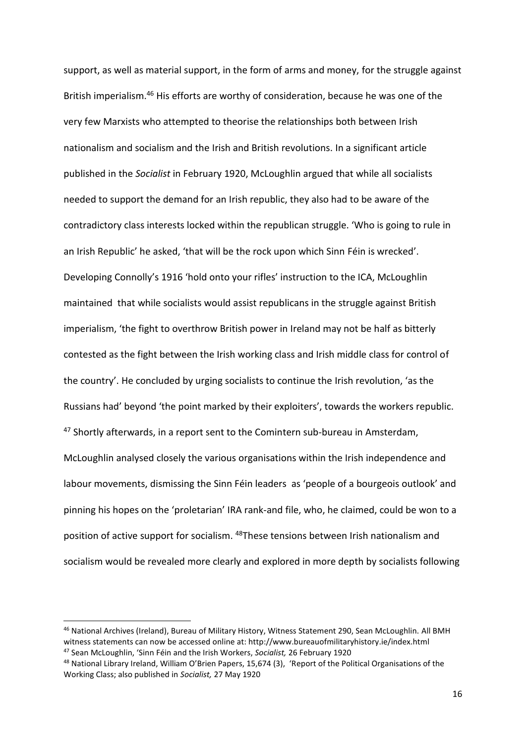support, as well as material support, in the form of arms and money, for the struggle against British imperialism.[46] His efforts are worthy of consideration, because he was one of the very few Marxists who attempted to theorise the relationships both between Irish nationalism and socialism and the Irish and British revolutions. In a significant article published in the *Socialist* in February 1920, McLoughlin argued that while all socialists needed to support the demand for an Irish republic, they also had to be aware of the contradictory class interests locked within the republican struggle. 'Who is going to rule in an Irish Republic' he asked, 'that will be the rock upon which Sinn Féin is wrecked'. Developing Connolly's 1916 'hold onto your rifles' instruction to the ICA, McLoughlin maintained that while socialists would assist republicans in the struggle against British imperialism, 'the fight to overthrow British power in Ireland may not be half as bitterly contested as the fight between the Irish working class and Irish middle class for control of the country'. He concluded by urging socialists to continue the Irish revolution, 'as the Russians had' beyond 'the point marked by their exploiters', towards the workers republic. [47] Shortly afterwards, in a report sent to the Comintern sub-bureau in Amsterdam, McLoughlin analysed closely the various organisations within the Irish independence and labour movements, dismissing the Sinn Féin leaders as 'people of a bourgeois outlook' and pinning his hopes on the 'proletarian' IRA rank-and file, who, he claimed, could be won to a position of active support for socialism. [48]These tensions between Irish nationalism and socialism would be revealed more clearly and explored in more depth by socialists following

---

[46] National Archives (Ireland), Bureau of Military History, Witness Statement 290, Sean McLoughlin. All BMH witness statements can now be accessed online at: http://www.bureauofmilitaryhistory.ie/index.html

[47] Sean McLoughlin, 'Sinn Féin and the Irish Workers, *Socialist,* 26 February 1920

[48] National Library Ireland, William O'Brien Papers, 15,674 (3), 'Report of the Political Organisations of the Working Class; also published in *Socialist,* 27 May 1920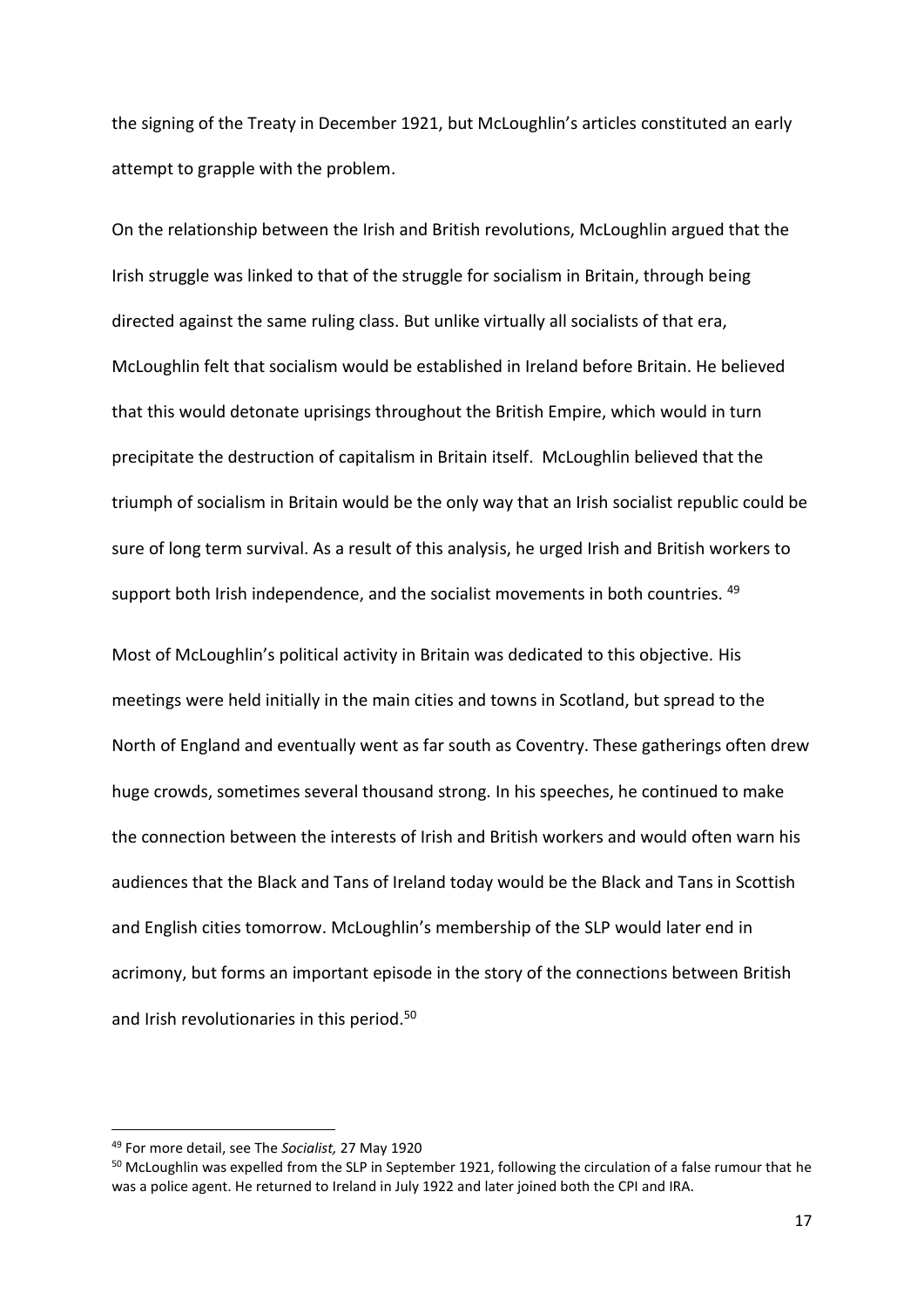the signing of the Treaty in December 1921, but McLoughlin's articles constituted an early attempt to grapple with the problem.

On the relationship between the Irish and British revolutions, McLoughlin argued that the Irish struggle was linked to that of the struggle for socialism in Britain, through being directed against the same ruling class. But unlike virtually all socialists of that era, McLoughlin felt that socialism would be established in Ireland before Britain. He believed that this would detonate uprisings throughout the British Empire, which would in turn precipitate the destruction of capitalism in Britain itself. McLoughlin believed that the triumph of socialism in Britain would be the only way that an Irish socialist republic could be sure of long term survival. As a result of this analysis, he urged Irish and British workers to support both Irish independence, and the socialist movements in both countries. [49]

Most of McLoughlin's political activity in Britain was dedicated to this objective. His meetings were held initially in the main cities and towns in Scotland, but spread to the North of England and eventually went as far south as Coventry. These gatherings often drew huge crowds, sometimes several thousand strong. In his speeches, he continued to make the connection between the interests of Irish and British workers and would often warn his audiences that the Black and Tans of Ireland today would be the Black and Tans in Scottish and English cities tomorrow. McLoughlin's membership of the SLP would later end in acrimony, but forms an important episode in the story of the connections between British and Irish revolutionaries in this period.[50]

---

[49] For more detail, see The *Socialist,* 27 May 1920

[50] McLoughlin was expelled from the SLP in September 1921, following the circulation of a false rumour that he was a police agent. He returned to Ireland in July 1922 and later joined both the CPI and IRA.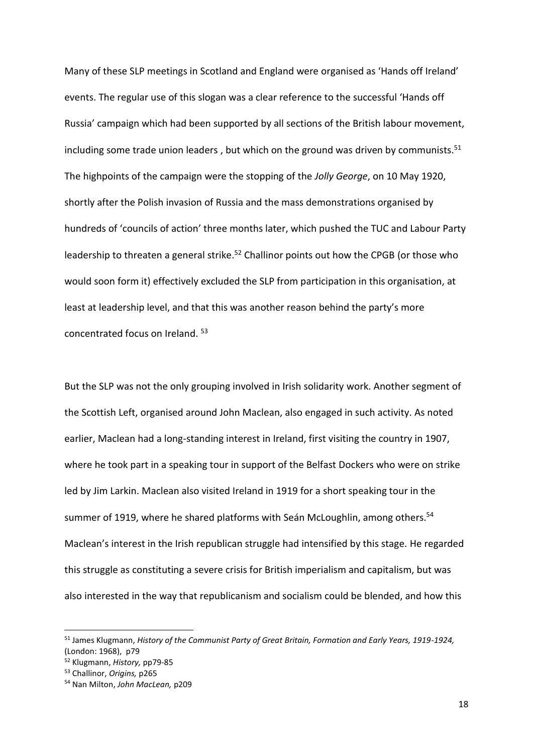Many of these SLP meetings in Scotland and England were organised as 'Hands off Ireland' events. The regular use of this slogan was a clear reference to the successful 'Hands off Russia' campaign which had been supported by all sections of the British labour movement, including some trade union leaders , but which on the ground was driven by communists.[51] The highpoints of the campaign were the stopping of the *Jolly George*, on 10 May 1920, shortly after the Polish invasion of Russia and the mass demonstrations organised by hundreds of 'councils of action' three months later, which pushed the TUC and Labour Party leadership to threaten a general strike.[52] Challinor points out how the CPGB (or those who would soon form it) effectively excluded the SLP from participation in this organisation, at least at leadership level, and that this was another reason behind the party's more concentrated focus on Ireland. [53]

But the SLP was not the only grouping involved in Irish solidarity work. Another segment of the Scottish Left, organised around John Maclean, also engaged in such activity. As noted earlier, Maclean had a long-standing interest in Ireland, first visiting the country in 1907, where he took part in a speaking tour in support of the Belfast Dockers who were on strike led by Jim Larkin. Maclean also visited Ireland in 1919 for a short speaking tour in the summer of 1919, where he shared platforms with Seán McLoughlin, among others.[54] Maclean's interest in the Irish republican struggle had intensified by this stage. He regarded this struggle as constituting a severe crisis for British imperialism and capitalism, but was also interested in the way that republicanism and socialism could be blended, and how this

---

[51] James Klugmann, *History of the Communist Party of Great Britain, Formation and Early Years, 1919-1924,* (London: 1968), p79

[52] Klugmann, *History,* pp79-85

[53] Challinor, *Origins,* p265

[54] Nan Milton, *John MacLean,* p209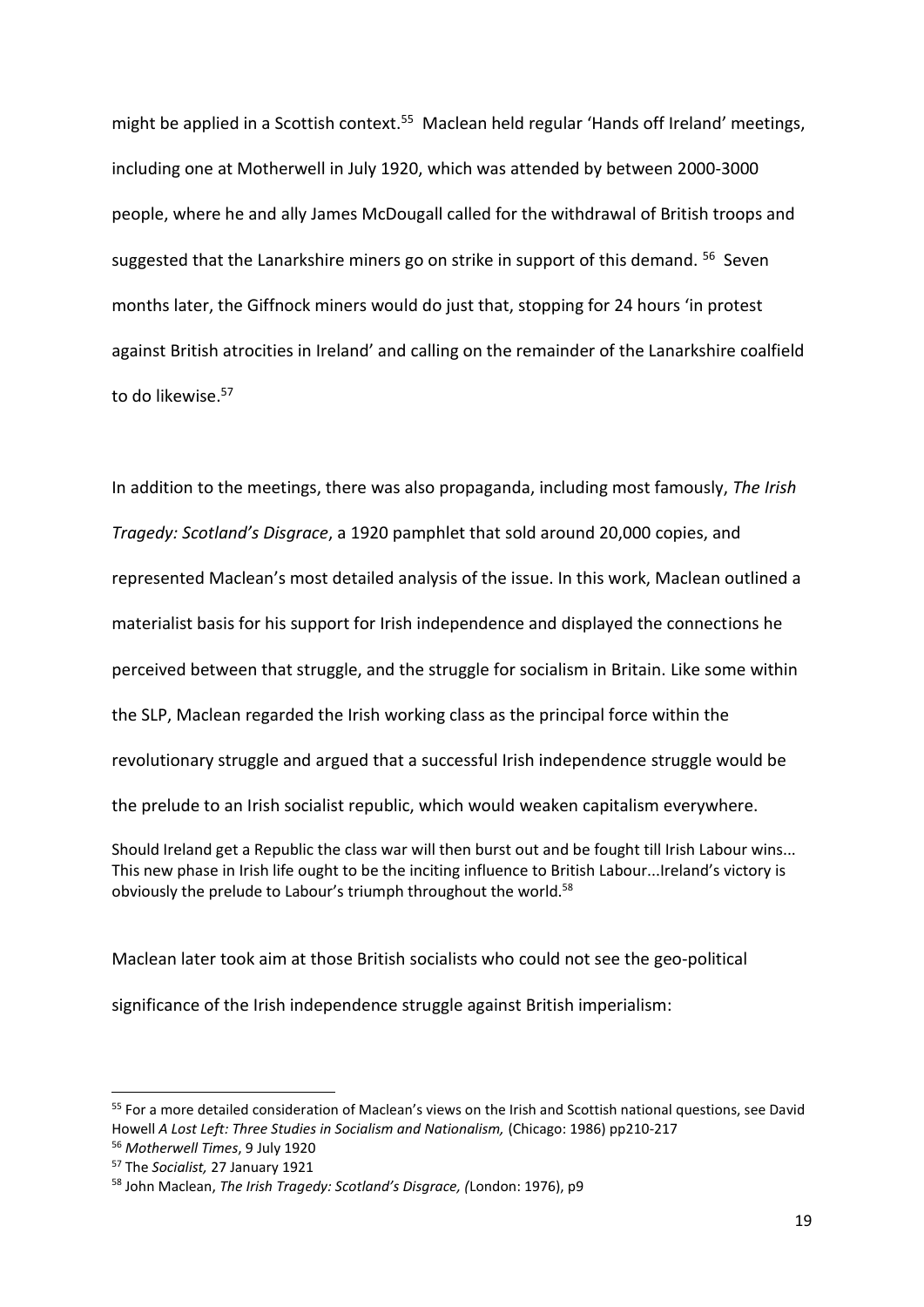might be applied in a Scottish context.[55] Maclean held regular 'Hands off Ireland' meetings, including one at Motherwell in July 1920, which was attended by between 2000-3000 people, where he and ally James McDougall called for the withdrawal of British troops and suggested that the Lanarkshire miners go on strike in support of this demand. [56] Seven months later, the Giffnock miners would do just that, stopping for 24 hours 'in protest against British atrocities in Ireland' and calling on the remainder of the Lanarkshire coalfield to do likewise.[57]

In addition to the meetings, there was also propaganda, including most famously, *The Irish Tragedy: Scotland's Disgrace*, a 1920 pamphlet that sold around 20,000 copies, and represented Maclean's most detailed analysis of the issue. In this work, Maclean outlined a materialist basis for his support for Irish independence and displayed the connections he perceived between that struggle, and the struggle for socialism in Britain. Like some within the SLP, Maclean regarded the Irish working class as the principal force within the revolutionary struggle and argued that a successful Irish independence struggle would be the prelude to an Irish socialist republic, which would weaken capitalism everywhere.

> Should Ireland get a Republic the class war will then burst out and be fought till Irish Labour wins... This new phase in Irish life ought to be the inciting influence to British Labour...Ireland's victory is obviously the prelude to Labour's triumph throughout the world.[58]

Maclean later took aim at those British socialists who could not see the geo-political significance of the Irish independence struggle against British imperialism:

---

[55] For a more detailed consideration of Maclean's views on the Irish and Scottish national questions, see David Howell *A Lost Left: Three Studies in Socialism and Nationalism,* (Chicago: 1986) pp210-217

[56] *Motherwell Times*, 9 July 1920

[57] The *Socialist,* 27 January 1921

[58] John Maclean, *The Irish Tragedy: Scotland's Disgrace, (*London: 1976), p9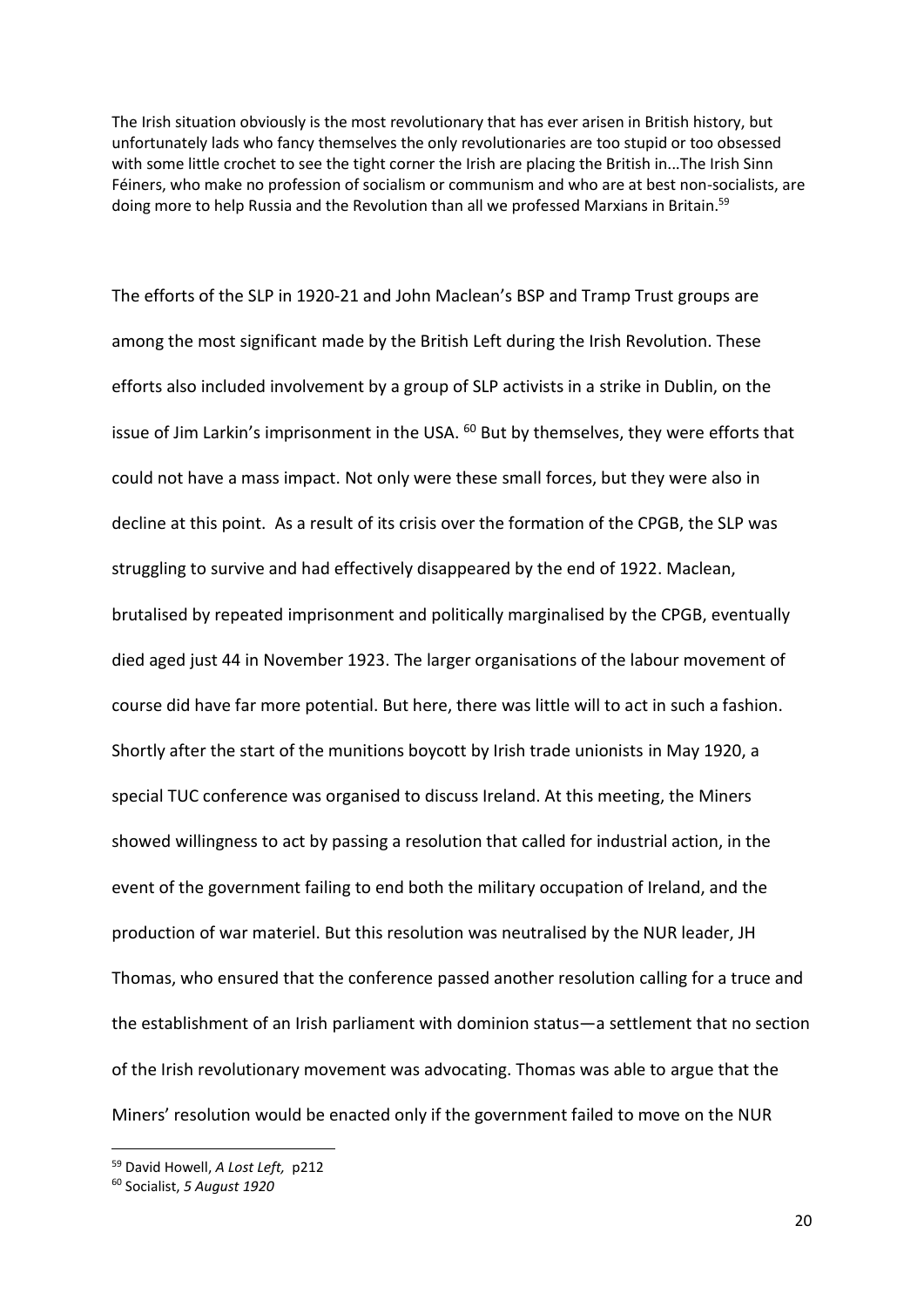The Irish situation obviously is the most revolutionary that has ever arisen in British history, but unfortunately lads who fancy themselves the only revolutionaries are too stupid or too obsessed with some little crochet to see the tight corner the Irish are placing the British in...The Irish Sinn Féiners, who make no profession of socialism or communism and who are at best non-socialists, are doing more to help Russia and the Revolution than all we professed Marxians in Britain.[59]

The efforts of the SLP in 1920-21 and John Maclean's BSP and Tramp Trust groups are among the most significant made by the British Left during the Irish Revolution. These efforts also included involvement by a group of SLP activists in a strike in Dublin, on the issue of Jim Larkin's imprisonment in the USA. [60] But by themselves, they were efforts that could not have a mass impact. Not only were these small forces, but they were also in decline at this point. As a result of its crisis over the formation of the CPGB, the SLP was struggling to survive and had effectively disappeared by the end of 1922. Maclean, brutalised by repeated imprisonment and politically marginalised by the CPGB, eventually died aged just 44 in November 1923. The larger organisations of the labour movement of course did have far more potential. But here, there was little will to act in such a fashion. Shortly after the start of the munitions boycott by Irish trade unionists in May 1920, a special TUC conference was organised to discuss Ireland. At this meeting, the Miners showed willingness to act by passing a resolution that called for industrial action, in the event of the government failing to end both the military occupation of Ireland, and the production of war materiel. But this resolution was neutralised by the NUR leader, JH Thomas, who ensured that the conference passed another resolution calling for a truce and the establishment of an Irish parliament with dominion status—a settlement that no section of the Irish revolutionary movement was advocating. Thomas was able to argue that the Miners' resolution would be enacted only if the government failed to move on the NUR

---

[59] David Howell, *A Lost Left,* p212

[60] Socialist, *5 August 1920*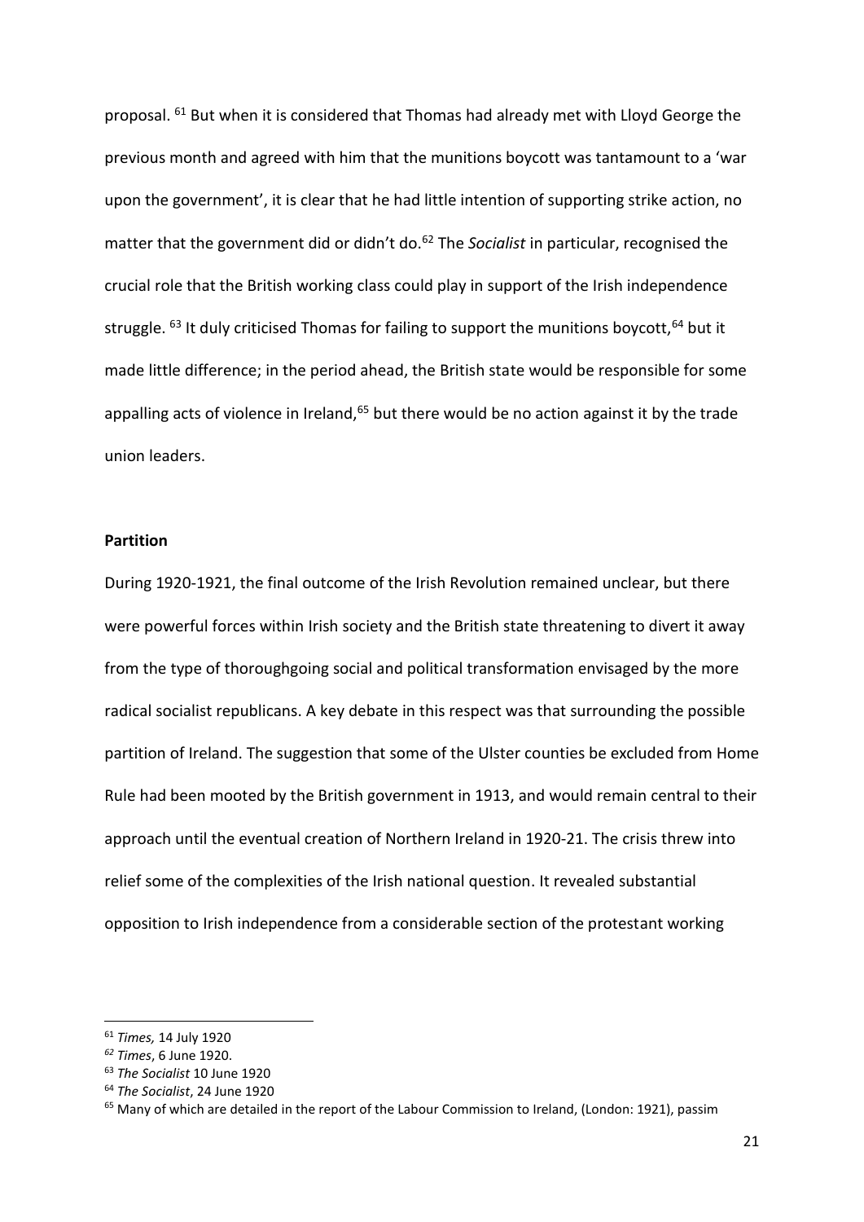proposal. [61] But when it is considered that Thomas had already met with Lloyd George the previous month and agreed with him that the munitions boycott was tantamount to a 'war upon the government', it is clear that he had little intention of supporting strike action, no matter that the government did or didn't do.[62] The *Socialist* in particular, recognised the crucial role that the British working class could play in support of the Irish independence struggle. [63] It duly criticised Thomas for failing to support the munitions boycott,[64] but it made little difference; in the period ahead, the British state would be responsible for some appalling acts of violence in Ireland,[65] but there would be no action against it by the trade union leaders.

**Partition**

During 1920-1921, the final outcome of the Irish Revolution remained unclear, but there were powerful forces within Irish society and the British state threatening to divert it away from the type of thoroughgoing social and political transformation envisaged by the more radical socialist republicans. A key debate in this respect was that surrounding the possible partition of Ireland. The suggestion that some of the Ulster counties be excluded from Home Rule had been mooted by the British government in 1913, and would remain central to their approach until the eventual creation of Northern Ireland in 1920-21. The crisis threw into relief some of the complexities of the Irish national question. It revealed substantial opposition to Irish independence from a considerable section of the protestant working

---

[61] *Times,* 14 July 1920

[62] *Times*, 6 June 1920.

[63] *The Socialist* 10 June 1920

[64] *The Socialist*, 24 June 1920

[65] Many of which are detailed in the report of the Labour Commission to Ireland, (London: 1921), passim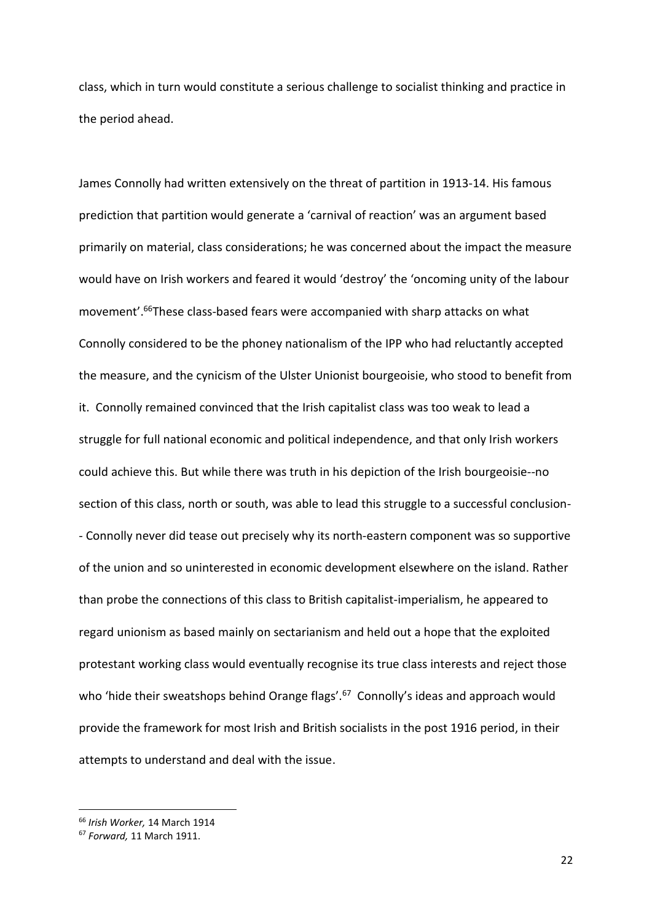class, which in turn would constitute a serious challenge to socialist thinking and practice in the period ahead.

James Connolly had written extensively on the threat of partition in 1913-14. His famous prediction that partition would generate a 'carnival of reaction' was an argument based primarily on material, class considerations; he was concerned about the impact the measure would have on Irish workers and feared it would 'destroy' the 'oncoming unity of the labour movement'.[66]These class-based fears were accompanied with sharp attacks on what Connolly considered to be the phoney nationalism of the IPP who had reluctantly accepted the measure, and the cynicism of the Ulster Unionist bourgeoisie, who stood to benefit from it. Connolly remained convinced that the Irish capitalist class was too weak to lead a struggle for full national economic and political independence, and that only Irish workers could achieve this. But while there was truth in his depiction of the Irish bourgeoisie--no section of this class, north or south, was able to lead this struggle to a successful conclusion-- Connolly never did tease out precisely why its north-eastern component was so supportive of the union and so uninterested in economic development elsewhere on the island. Rather than probe the connections of this class to British capitalist-imperialism, he appeared to regard unionism as based mainly on sectarianism and held out a hope that the exploited protestant working class would eventually recognise its true class interests and reject those who 'hide their sweatshops behind Orange flags'.[67] Connolly's ideas and approach would provide the framework for most Irish and British socialists in the post 1916 period, in their attempts to understand and deal with the issue.

---

[66] *Irish Worker,* 14 March 1914

[67] *Forward,* 11 March 1911.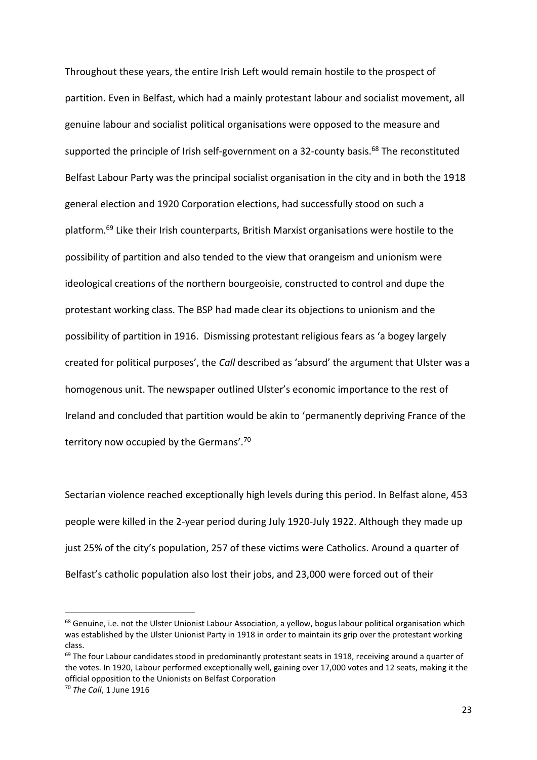Throughout these years, the entire Irish Left would remain hostile to the prospect of partition. Even in Belfast, which had a mainly protestant labour and socialist movement, all genuine labour and socialist political organisations were opposed to the measure and supported the principle of Irish self-government on a 32-county basis.[68] The reconstituted Belfast Labour Party was the principal socialist organisation in the city and in both the 1918 general election and 1920 Corporation elections, had successfully stood on such a platform.[69] Like their Irish counterparts, British Marxist organisations were hostile to the possibility of partition and also tended to the view that orangeism and unionism were ideological creations of the northern bourgeoisie, constructed to control and dupe the protestant working class. The BSP had made clear its objections to unionism and the possibility of partition in 1916. Dismissing protestant religious fears as 'a bogey largely created for political purposes', the *Call* described as 'absurd' the argument that Ulster was a homogenous unit. The newspaper outlined Ulster's economic importance to the rest of Ireland and concluded that partition would be akin to 'permanently depriving France of the territory now occupied by the Germans'.[70]

Sectarian violence reached exceptionally high levels during this period. In Belfast alone, 453 people were killed in the 2-year period during July 1920-July 1922. Although they made up just 25% of the city's population, 257 of these victims were Catholics. Around a quarter of Belfast's catholic population also lost their jobs, and 23,000 were forced out of their

---

[68] Genuine, i.e. not the Ulster Unionist Labour Association, a yellow, bogus labour political organisation which was established by the Ulster Unionist Party in 1918 in order to maintain its grip over the protestant working class.

[69] The four Labour candidates stood in predominantly protestant seats in 1918, receiving around a quarter of the votes. In 1920, Labour performed exceptionally well, gaining over 17,000 votes and 12 seats, making it the official opposition to the Unionists on Belfast Corporation

[70] *The Call*, 1 June 1916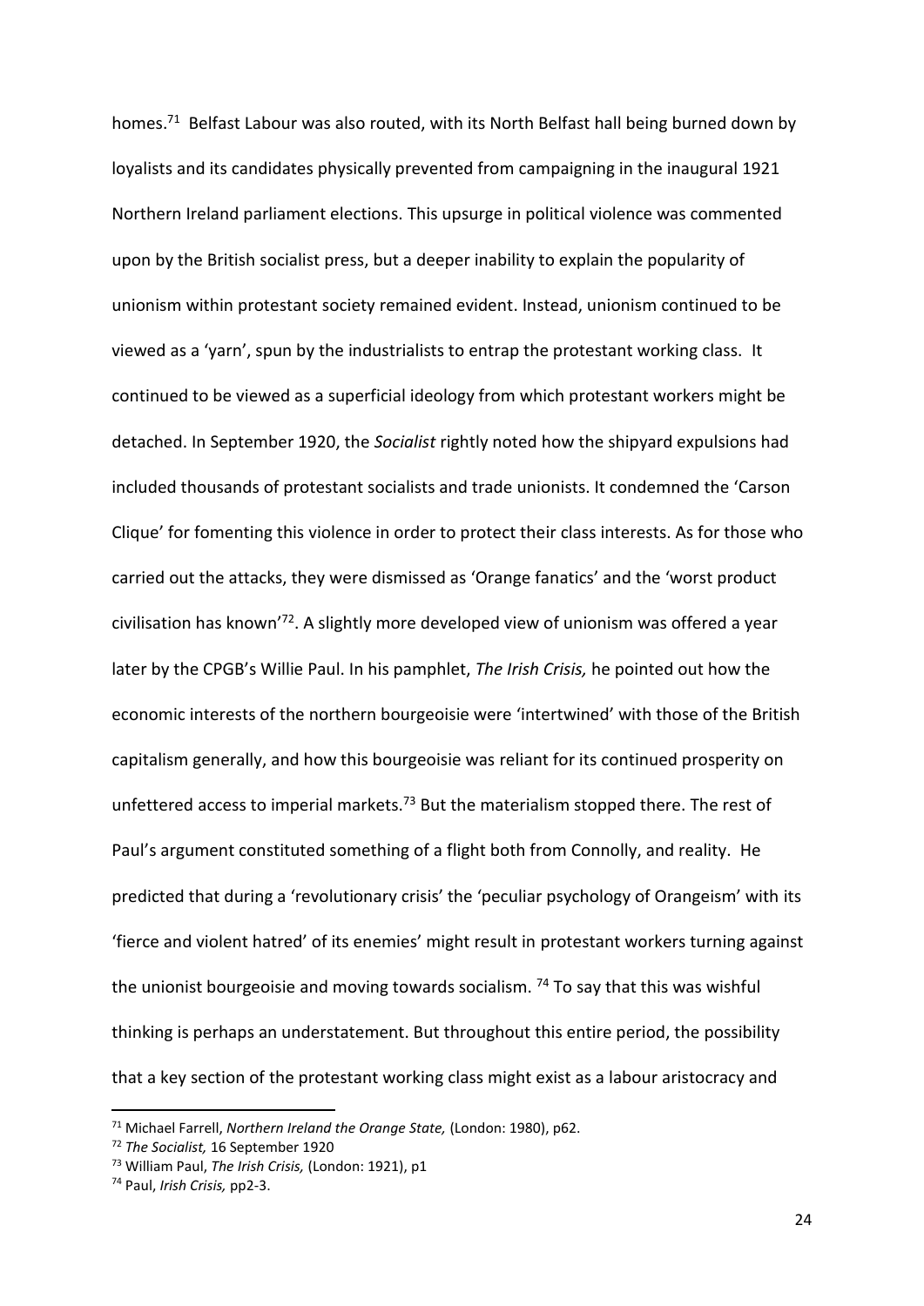homes.[71] Belfast Labour was also routed, with its North Belfast hall being burned down by loyalists and its candidates physically prevented from campaigning in the inaugural 1921 Northern Ireland parliament elections. This upsurge in political violence was commented upon by the British socialist press, but a deeper inability to explain the popularity of unionism within protestant society remained evident. Instead, unionism continued to be viewed as a 'yarn', spun by the industrialists to entrap the protestant working class. It continued to be viewed as a superficial ideology from which protestant workers might be detached. In September 1920, the *Socialist* rightly noted how the shipyard expulsions had included thousands of protestant socialists and trade unionists. It condemned the 'Carson Clique' for fomenting this violence in order to protect their class interests. As for those who carried out the attacks, they were dismissed as 'Orange fanatics' and the 'worst product civilisation has known'[72]. A slightly more developed view of unionism was offered a year later by the CPGB's Willie Paul. In his pamphlet, *The Irish Crisis,* he pointed out how the economic interests of the northern bourgeoisie were 'intertwined' with those of the British capitalism generally, and how this bourgeoisie was reliant for its continued prosperity on unfettered access to imperial markets.[73] But the materialism stopped there. The rest of Paul's argument constituted something of a flight both from Connolly, and reality. He predicted that during a 'revolutionary crisis' the 'peculiar psychology of Orangeism' with its 'fierce and violent hatred' of its enemies' might result in protestant workers turning against the unionist bourgeoisie and moving towards socialism. [74] To say that this was wishful thinking is perhaps an understatement. But throughout this entire period, the possibility that a key section of the protestant working class might exist as a labour aristocracy and

---

[71] Michael Farrell, *Northern Ireland the Orange State,* (London: 1980), p62.

[72] *The Socialist,* 16 September 1920

[73] William Paul, *The Irish Crisis,* (London: 1921), p1

[74] Paul, *Irish Crisis,* pp2-3.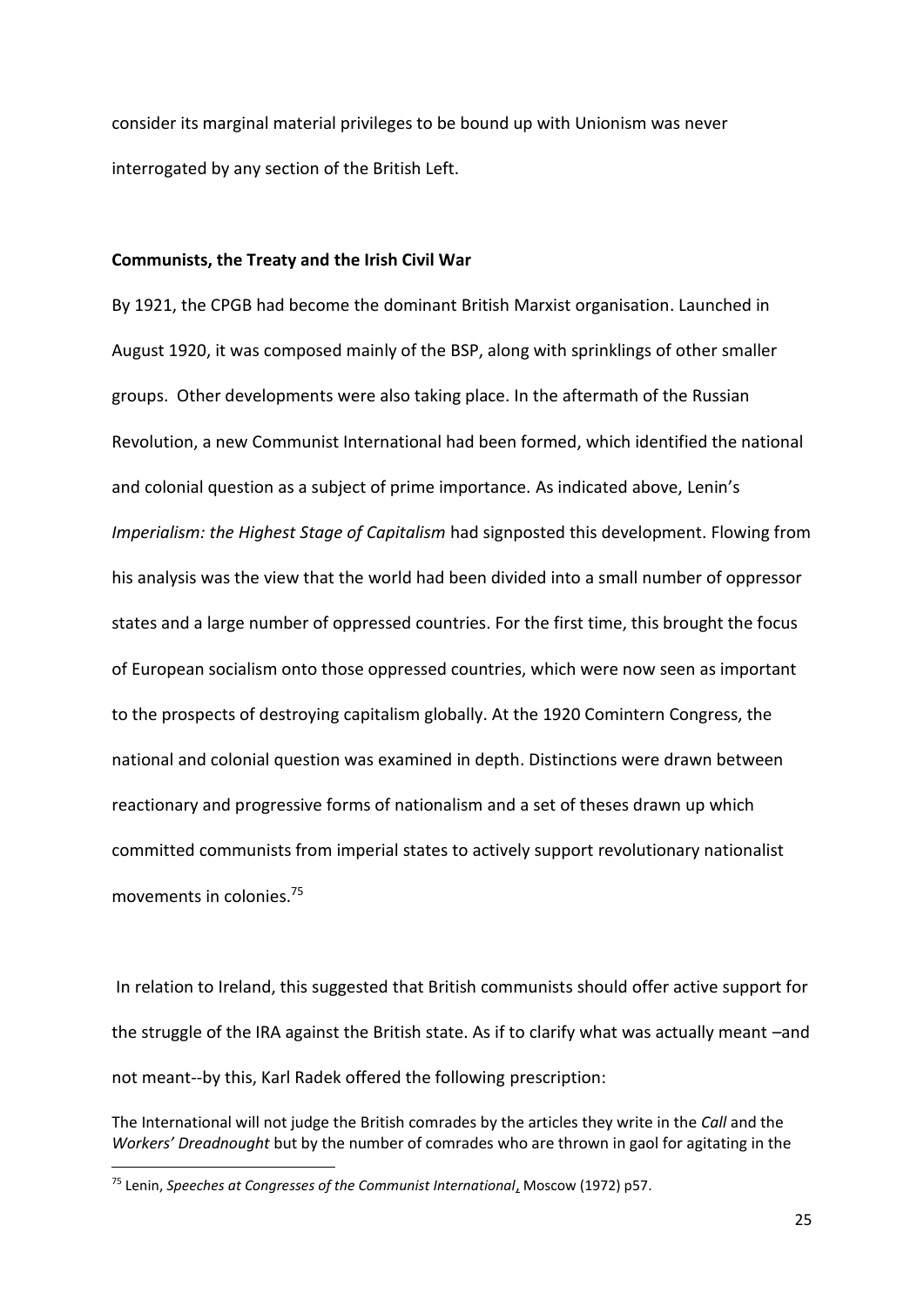consider its marginal material privileges to be bound up with Unionism was never interrogated by any section of the British Left.

**Communists, the Treaty and the Irish Civil War**

By 1921, the CPGB had become the dominant British Marxist organisation. Launched in August 1920, it was composed mainly of the BSP, along with sprinklings of other smaller groups. Other developments were also taking place. In the aftermath of the Russian Revolution, a new Communist International had been formed, which identified the national and colonial question as a subject of prime importance. As indicated above, Lenin's *Imperialism: the Highest Stage of Capitalism* had signposted this development. Flowing from his analysis was the view that the world had been divided into a small number of oppressor states and a large number of oppressed countries. For the first time, this brought the focus of European socialism onto those oppressed countries, which were now seen as important to the prospects of destroying capitalism globally. At the 1920 Comintern Congress, the national and colonial question was examined in depth. Distinctions were drawn between reactionary and progressive forms of nationalism and a set of theses drawn up which committed communists from imperial states to actively support revolutionary nationalist movements in colonies.[75]

In relation to Ireland, this suggested that British communists should offer active support for the struggle of the IRA against the British state. As if to clarify what was actually meant –and not meant--by this, Karl Radek offered the following prescription:

The International will not judge the British comrades by the articles they write in the *Call* and the *Workers' Dreadnought* but by the number of comrades who are thrown in gaol for agitating in the

---

[75] Lenin, *Speeches at Congresses of the Communist International*, Moscow (1972) p57.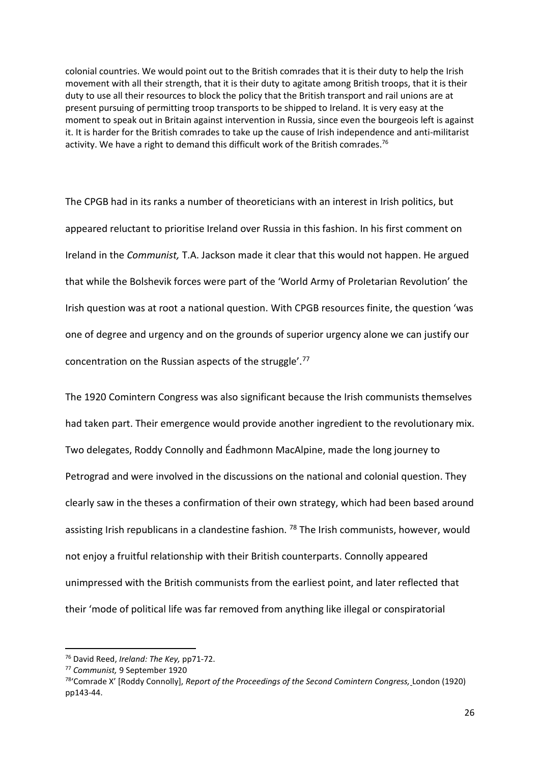colonial countries. We would point out to the British comrades that it is their duty to help the Irish movement with all their strength, that it is their duty to agitate among British troops, that it is their duty to use all their resources to block the policy that the British transport and rail unions are at present pursuing of permitting troop transports to be shipped to Ireland. It is very easy at the moment to speak out in Britain against intervention in Russia, since even the bourgeois left is against it. It is harder for the British comrades to take up the cause of Irish independence and anti-militarist activity. We have a right to demand this difficult work of the British comrades.[76]

The CPGB had in its ranks a number of theoreticians with an interest in Irish politics, but appeared reluctant to prioritise Ireland over Russia in this fashion. In his first comment on Ireland in the *Communist,* T.A. Jackson made it clear that this would not happen. He argued that while the Bolshevik forces were part of the 'World Army of Proletarian Revolution' the Irish question was at root a national question. With CPGB resources finite, the question 'was one of degree and urgency and on the grounds of superior urgency alone we can justify our concentration on the Russian aspects of the struggle'.[77]

The 1920 Comintern Congress was also significant because the Irish communists themselves had taken part. Their emergence would provide another ingredient to the revolutionary mix. Two delegates, Roddy Connolly and Éadhmonn MacAlpine, made the long journey to Petrograd and were involved in the discussions on the national and colonial question. They clearly saw in the theses a confirmation of their own strategy, which had been based around assisting Irish republicans in a clandestine fashion.[78] The Irish communists, however, would not enjoy a fruitful relationship with their British counterparts. Connolly appeared unimpressed with the British communists from the earliest point, and later reflected that their 'mode of political life was far removed from anything like illegal or conspiratorial

---

[76] David Reed, *Ireland: The Key,* pp71-72.

[77] *Communist,* 9 September 1920

[78] 'Comrade X' [Roddy Connolly], *Report of the Proceedings of the Second Comintern Congress,* London (1920) pp143-44.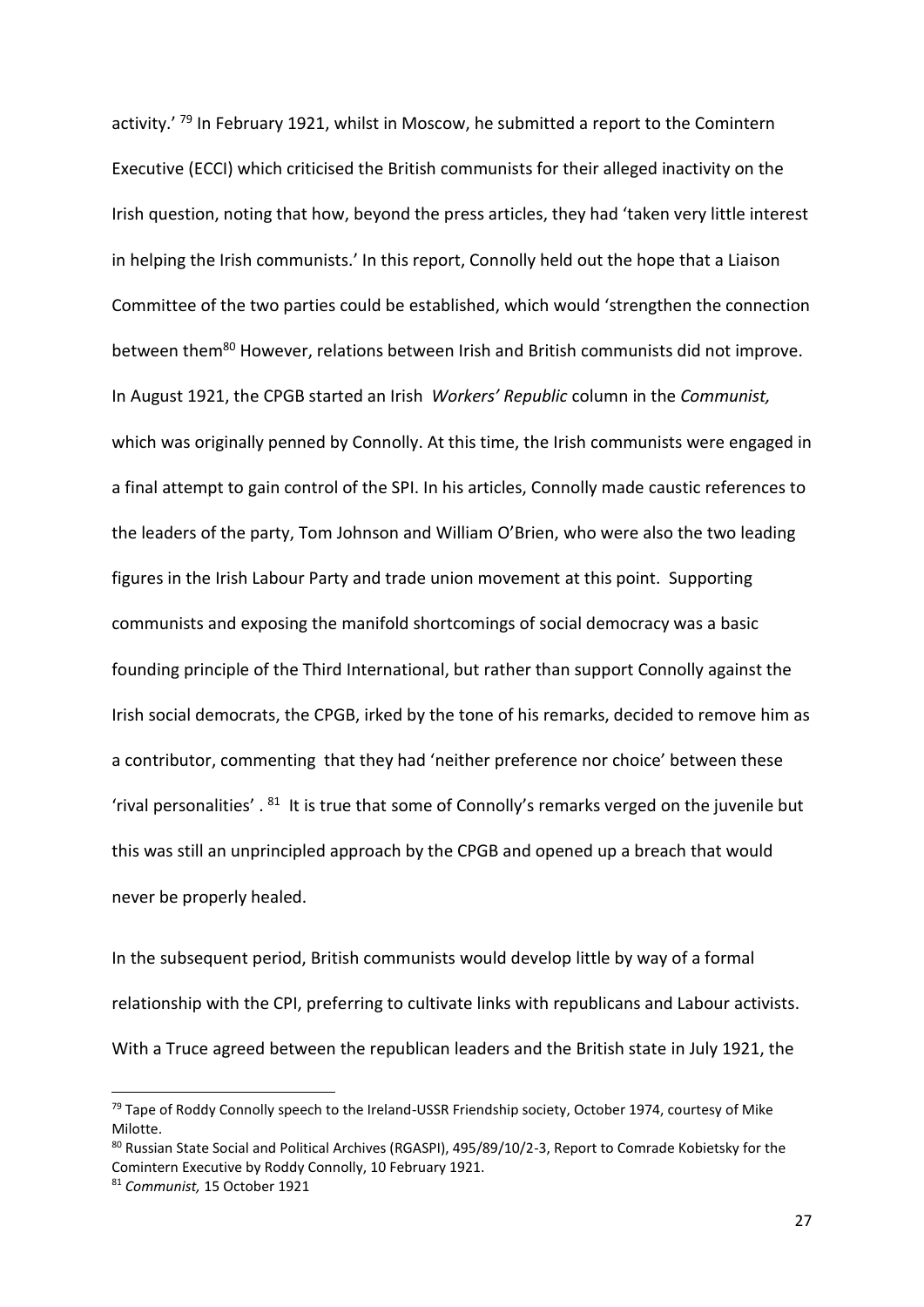activity.' [79] In February 1921, whilst in Moscow, he submitted a report to the Comintern Executive (ECCI) which criticised the British communists for their alleged inactivity on the Irish question, noting that how, beyond the press articles, they had 'taken very little interest in helping the Irish communists.' In this report, Connolly held out the hope that a Liaison Committee of the two parties could be established, which would 'strengthen the connection between them[80] However, relations between Irish and British communists did not improve. In August 1921, the CPGB started an Irish *Workers' Republic* column in the *Communist,* which was originally penned by Connolly. At this time, the Irish communists were engaged in a final attempt to gain control of the SPI. In his articles, Connolly made caustic references to the leaders of the party, Tom Johnson and William O'Brien, who were also the two leading figures in the Irish Labour Party and trade union movement at this point. Supporting communists and exposing the manifold shortcomings of social democracy was a basic founding principle of the Third International, but rather than support Connolly against the Irish social democrats, the CPGB, irked by the tone of his remarks, decided to remove him as a contributor, commenting that they had 'neither preference nor choice' between these 'rival personalities' . [81] It is true that some of Connolly's remarks verged on the juvenile but this was still an unprincipled approach by the CPGB and opened up a breach that would never be properly healed.

In the subsequent period, British communists would develop little by way of a formal relationship with the CPI, preferring to cultivate links with republicans and Labour activists. With a Truce agreed between the republican leaders and the British state in July 1921, the

---

[79] Tape of Roddy Connolly speech to the Ireland-USSR Friendship society, October 1974, courtesy of Mike Milotte.

[80] Russian State Social and Political Archives (RGASPI), 495/89/10/2-3, Report to Comrade Kobietsky for the Comintern Executive by Roddy Connolly, 10 February 1921.

[81] *Communist,* 15 October 1921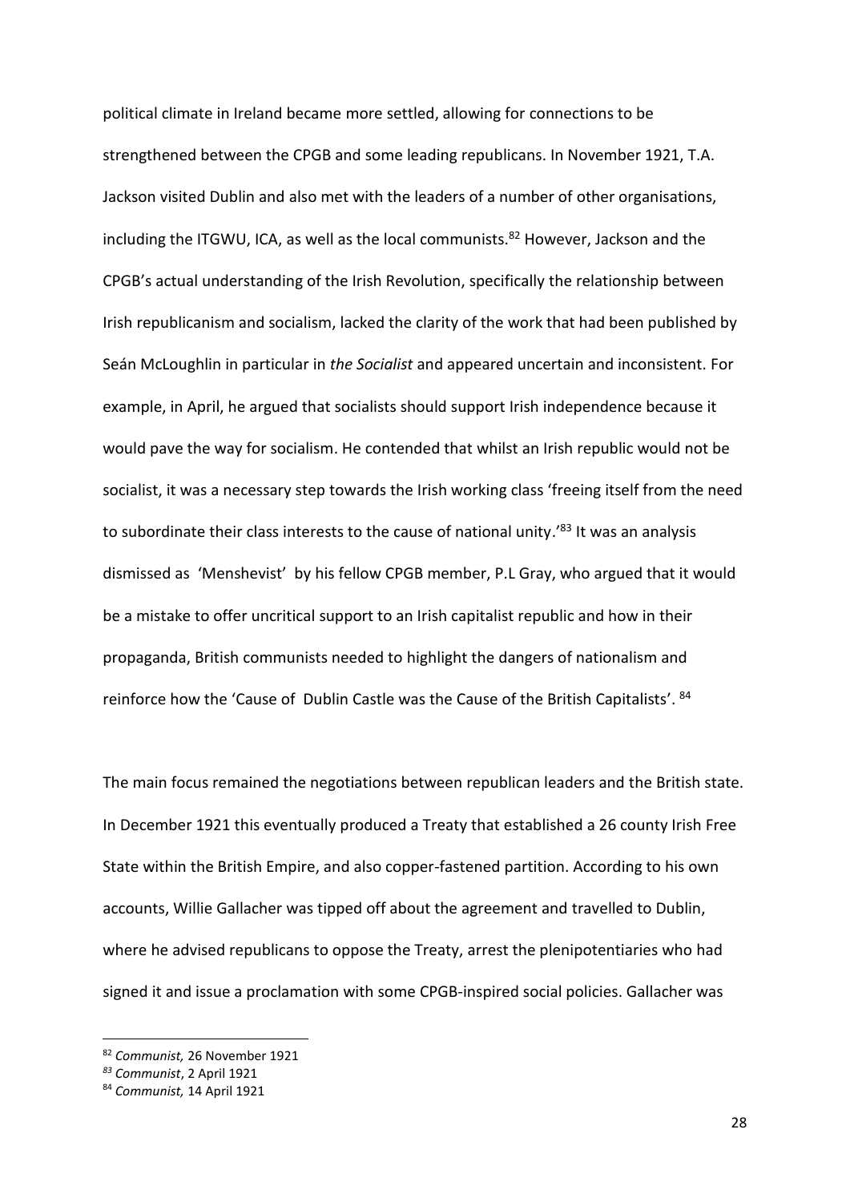political climate in Ireland became more settled, allowing for connections to be strengthened between the CPGB and some leading republicans. In November 1921, T.A. Jackson visited Dublin and also met with the leaders of a number of other organisations, including the ITGWU, ICA, as well as the local communists.[82] However, Jackson and the CPGB's actual understanding of the Irish Revolution, specifically the relationship between Irish republicanism and socialism, lacked the clarity of the work that had been published by Seán McLoughlin in particular in *the Socialist* and appeared uncertain and inconsistent. For example, in April, he argued that socialists should support Irish independence because it would pave the way for socialism. He contended that whilst an Irish republic would not be socialist, it was a necessary step towards the Irish working class 'freeing itself from the need to subordinate their class interests to the cause of national unity.'[83] It was an analysis dismissed as 'Menshevist' by his fellow CPGB member, P.L Gray, who argued that it would be a mistake to offer uncritical support to an Irish capitalist republic and how in their propaganda, British communists needed to highlight the dangers of nationalism and reinforce how the 'Cause of Dublin Castle was the Cause of the British Capitalists'.[84]

The main focus remained the negotiations between republican leaders and the British state. In December 1921 this eventually produced a Treaty that established a 26 county Irish Free State within the British Empire, and also copper-fastened partition. According to his own accounts, Willie Gallacher was tipped off about the agreement and travelled to Dublin, where he advised republicans to oppose the Treaty, arrest the plenipotentiaries who had signed it and issue a proclamation with some CPGB-inspired social policies. Gallacher was

---

[82] *Communist,* 26 November 1921

[83] *Communist*, 2 April 1921

[84] *Communist,* 14 April 1921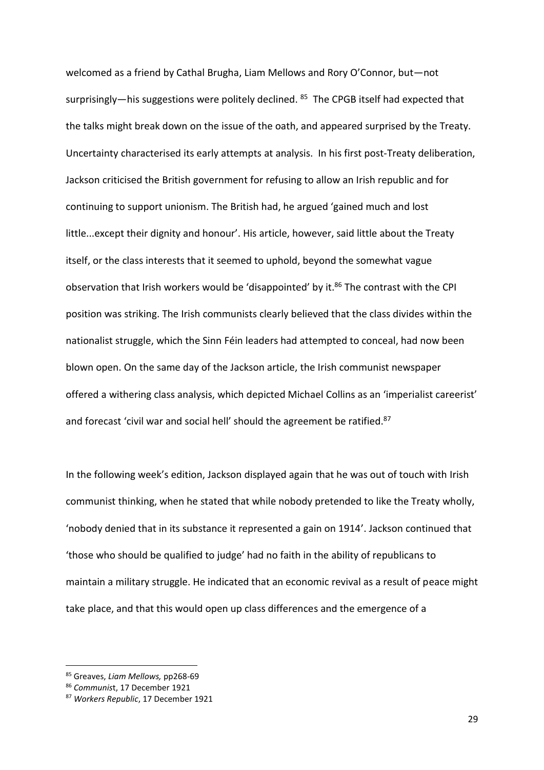welcomed as a friend by Cathal Brugha, Liam Mellows and Rory O'Connor, but—not surprisingly—his suggestions were politely declined. [85] The CPGB itself had expected that the talks might break down on the issue of the oath, and appeared surprised by the Treaty. Uncertainty characterised its early attempts at analysis. In his first post-Treaty deliberation, Jackson criticised the British government for refusing to allow an Irish republic and for continuing to support unionism. The British had, he argued 'gained much and lost little...except their dignity and honour'. His article, however, said little about the Treaty itself, or the class interests that it seemed to uphold, beyond the somewhat vague observation that Irish workers would be 'disappointed' by it.[86] The contrast with the CPI position was striking. The Irish communists clearly believed that the class divides within the nationalist struggle, which the Sinn Féin leaders had attempted to conceal, had now been blown open. On the same day of the Jackson article, the Irish communist newspaper offered a withering class analysis, which depicted Michael Collins as an 'imperialist careerist' and forecast 'civil war and social hell' should the agreement be ratified.[87]

In the following week's edition, Jackson displayed again that he was out of touch with Irish communist thinking, when he stated that while nobody pretended to like the Treaty wholly, 'nobody denied that in its substance it represented a gain on 1914'. Jackson continued that 'those who should be qualified to judge' had no faith in the ability of republicans to maintain a military struggle. He indicated that an economic revival as a result of peace might take place, and that this would open up class differences and the emergence of a

---

[85] Greaves, *Liam Mellows,* pp268-69

[86] *Communist*, 17 December 1921

[87] *Workers Republic*, 17 December 1921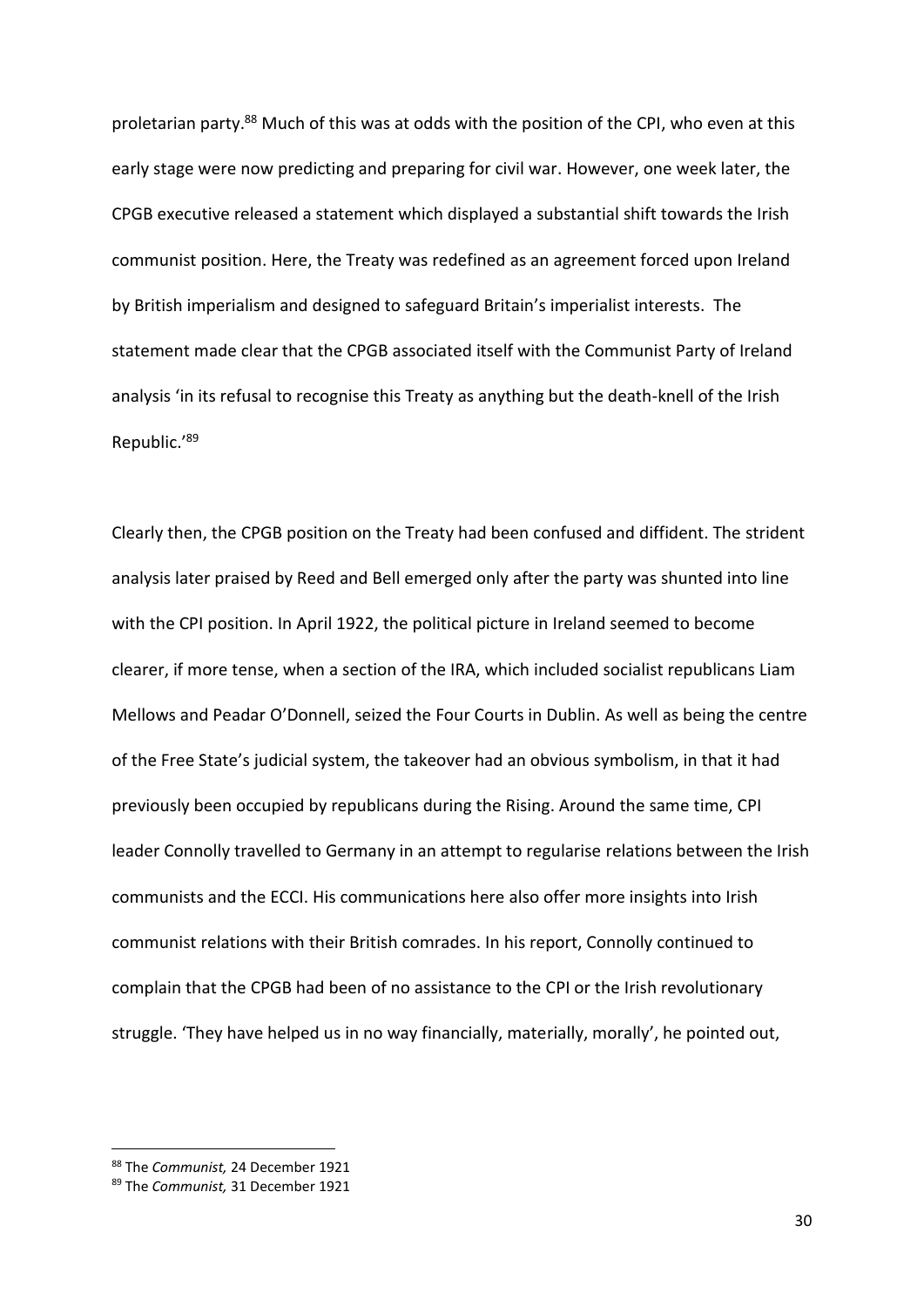proletarian party.[88] Much of this was at odds with the position of the CPI, who even at this early stage were now predicting and preparing for civil war. However, one week later, the CPGB executive released a statement which displayed a substantial shift towards the Irish communist position. Here, the Treaty was redefined as an agreement forced upon Ireland by British imperialism and designed to safeguard Britain's imperialist interests. The statement made clear that the CPGB associated itself with the Communist Party of Ireland analysis 'in its refusal to recognise this Treaty as anything but the death-knell of the Irish Republic.'[89]

Clearly then, the CPGB position on the Treaty had been confused and diffident. The strident analysis later praised by Reed and Bell emerged only after the party was shunted into line with the CPI position. In April 1922, the political picture in Ireland seemed to become clearer, if more tense, when a section of the IRA, which included socialist republicans Liam Mellows and Peadar O'Donnell, seized the Four Courts in Dublin. As well as being the centre of the Free State's judicial system, the takeover had an obvious symbolism, in that it had previously been occupied by republicans during the Rising. Around the same time, CPI leader Connolly travelled to Germany in an attempt to regularise relations between the Irish communists and the ECCI. His communications here also offer more insights into Irish communist relations with their British comrades. In his report, Connolly continued to complain that the CPGB had been of no assistance to the CPI or the Irish revolutionary struggle. 'They have helped us in no way financially, materially, morally', he pointed out,

[88] The *Communist,* 24 December 1921

[89] The *Communist,* 31 December 1921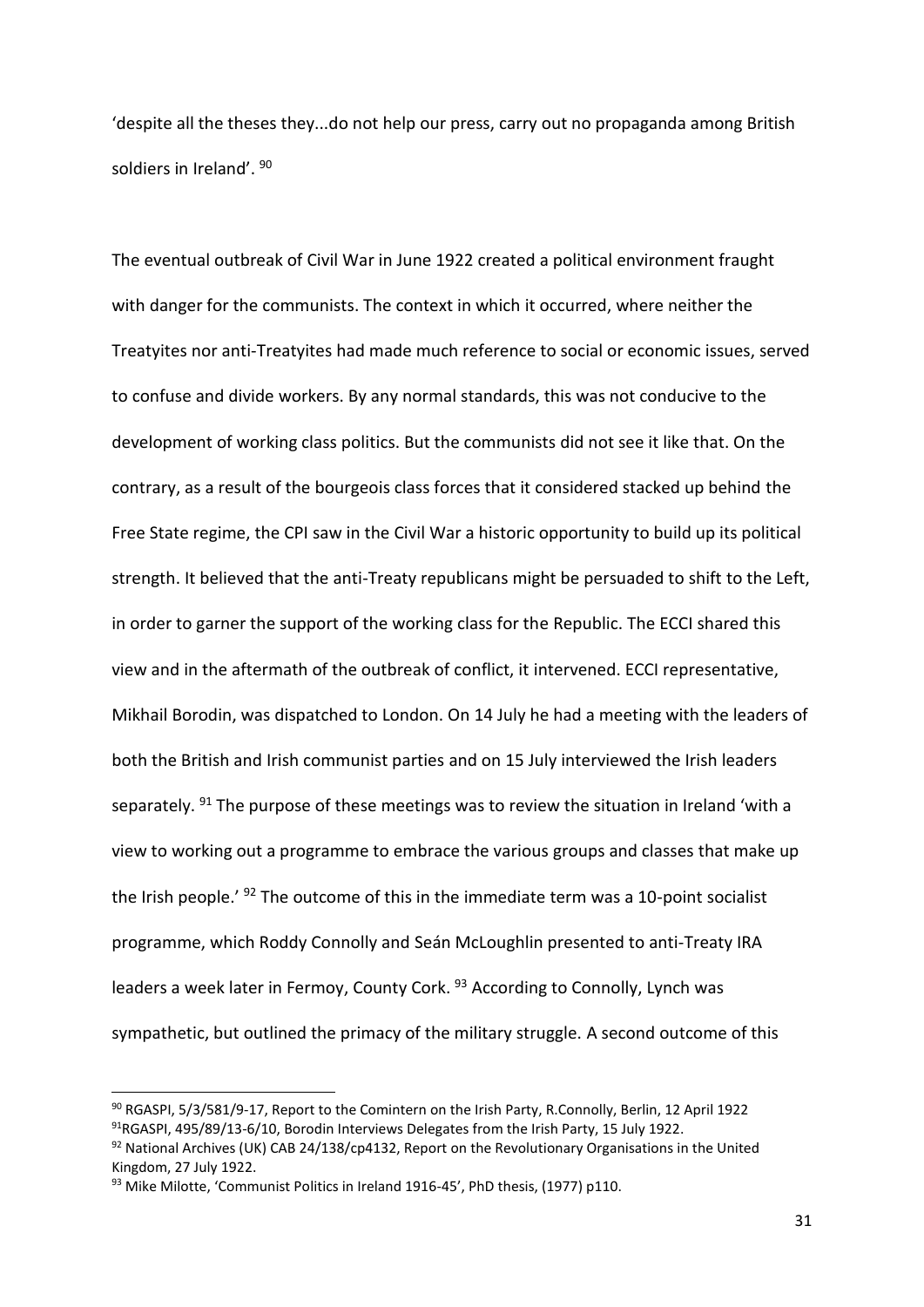'despite all the theses they...do not help our press, carry out no propaganda among British soldiers in Ireland'. [90]

The eventual outbreak of Civil War in June 1922 created a political environment fraught with danger for the communists. The context in which it occurred, where neither the Treatyites nor anti-Treatyites had made much reference to social or economic issues, served to confuse and divide workers. By any normal standards, this was not conducive to the development of working class politics. But the communists did not see it like that. On the contrary, as a result of the bourgeois class forces that it considered stacked up behind the Free State regime, the CPI saw in the Civil War a historic opportunity to build up its political strength. It believed that the anti-Treaty republicans might be persuaded to shift to the Left, in order to garner the support of the working class for the Republic. The ECCI shared this view and in the aftermath of the outbreak of conflict, it intervened. ECCI representative, Mikhail Borodin, was dispatched to London. On 14 July he had a meeting with the leaders of both the British and Irish communist parties and on 15 July interviewed the Irish leaders separately. [91] The purpose of these meetings was to review the situation in Ireland 'with a view to working out a programme to embrace the various groups and classes that make up the Irish people.' [92] The outcome of this in the immediate term was a 10-point socialist programme, which Roddy Connolly and Seán McLoughlin presented to anti-Treaty IRA leaders a week later in Fermoy, County Cork. [93] According to Connolly, Lynch was sympathetic, but outlined the primacy of the military struggle. A second outcome of this

---

[90] RGASPI, 5/3/581/9-17, Report to the Comintern on the Irish Party, R.Connolly, Berlin, 12 April 1922

[91] RGASPI, 495/89/13-6/10, Borodin Interviews Delegates from the Irish Party, 15 July 1922.

[92] National Archives (UK) CAB 24/138/cp4132, Report on the Revolutionary Organisations in the United Kingdom, 27 July 1922.

[93] Mike Milotte, 'Communist Politics in Ireland 1916-45', PhD thesis, (1977) p110.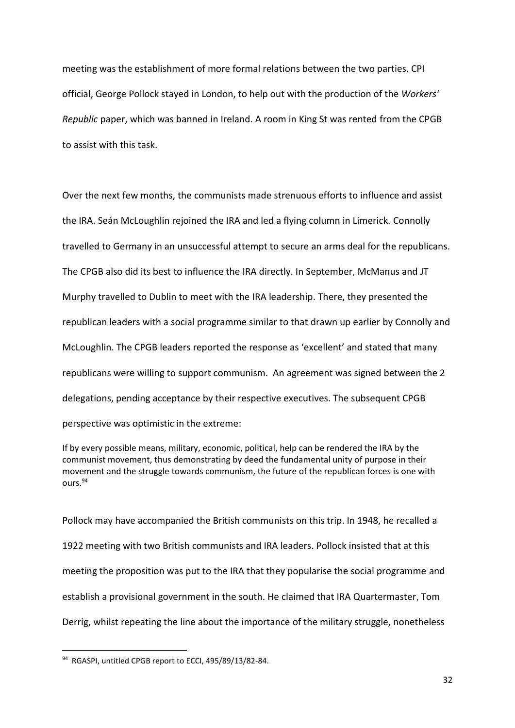meeting was the establishment of more formal relations between the two parties. CPI official, George Pollock stayed in London, to help out with the production of the *Workers' Republic* paper, which was banned in Ireland. A room in King St was rented from the CPGB to assist with this task.

Over the next few months, the communists made strenuous efforts to influence and assist the IRA. Seán McLoughlin rejoined the IRA and led a flying column in Limerick. Connolly travelled to Germany in an unsuccessful attempt to secure an arms deal for the republicans. The CPGB also did its best to influence the IRA directly. In September, McManus and JT Murphy travelled to Dublin to meet with the IRA leadership. There, they presented the republican leaders with a social programme similar to that drawn up earlier by Connolly and McLoughlin. The CPGB leaders reported the response as 'excellent' and stated that many republicans were willing to support communism. An agreement was signed between the 2 delegations, pending acceptance by their respective executives. The subsequent CPGB perspective was optimistic in the extreme:

> If by every possible means, military, economic, political, help can be rendered the IRA by the communist movement, thus demonstrating by deed the fundamental unity of purpose in their movement and the struggle towards communism, the future of the republican forces is one with ours.[94]

Pollock may have accompanied the British communists on this trip. In 1948, he recalled a 1922 meeting with two British communists and IRA leaders. Pollock insisted that at this meeting the proposition was put to the IRA that they popularise the social programme and establish a provisional government in the south. He claimed that IRA Quartermaster, Tom Derrig, whilst repeating the line about the importance of the military struggle, nonetheless

---

[94] RGASPI, untitled CPGB report to ECCI, 495/89/13/82-84.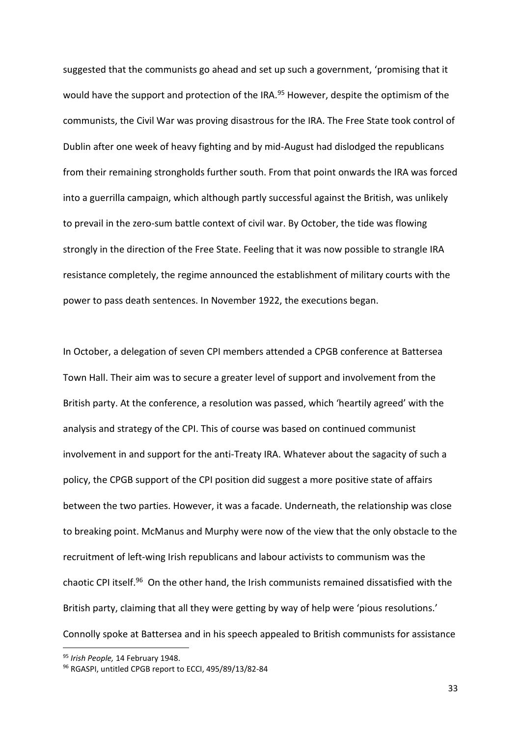suggested that the communists go ahead and set up such a government, 'promising that it would have the support and protection of the IRA.[95] However, despite the optimism of the communists, the Civil War was proving disastrous for the IRA. The Free State took control of Dublin after one week of heavy fighting and by mid-August had dislodged the republicans from their remaining strongholds further south. From that point onwards the IRA was forced into a guerrilla campaign, which although partly successful against the British, was unlikely to prevail in the zero-sum battle context of civil war. By October, the tide was flowing strongly in the direction of the Free State. Feeling that it was now possible to strangle IRA resistance completely, the regime announced the establishment of military courts with the power to pass death sentences. In November 1922, the executions began.

In October, a delegation of seven CPI members attended a CPGB conference at Battersea Town Hall. Their aim was to secure a greater level of support and involvement from the British party. At the conference, a resolution was passed, which 'heartily agreed' with the analysis and strategy of the CPI. This of course was based on continued communist involvement in and support for the anti-Treaty IRA. Whatever about the sagacity of such a policy, the CPGB support of the CPI position did suggest a more positive state of affairs between the two parties. However, it was a facade. Underneath, the relationship was close to breaking point. McManus and Murphy were now of the view that the only obstacle to the recruitment of left-wing Irish republicans and labour activists to communism was the chaotic CPI itself.[96] On the other hand, the Irish communists remained dissatisfied with the British party, claiming that all they were getting by way of help were 'pious resolutions.' Connolly spoke at Battersea and in his speech appealed to British communists for assistance

---

[95] *Irish People,* 14 February 1948.

[96] RGASPI, untitled CPGB report to ECCI, 495/89/13/82-84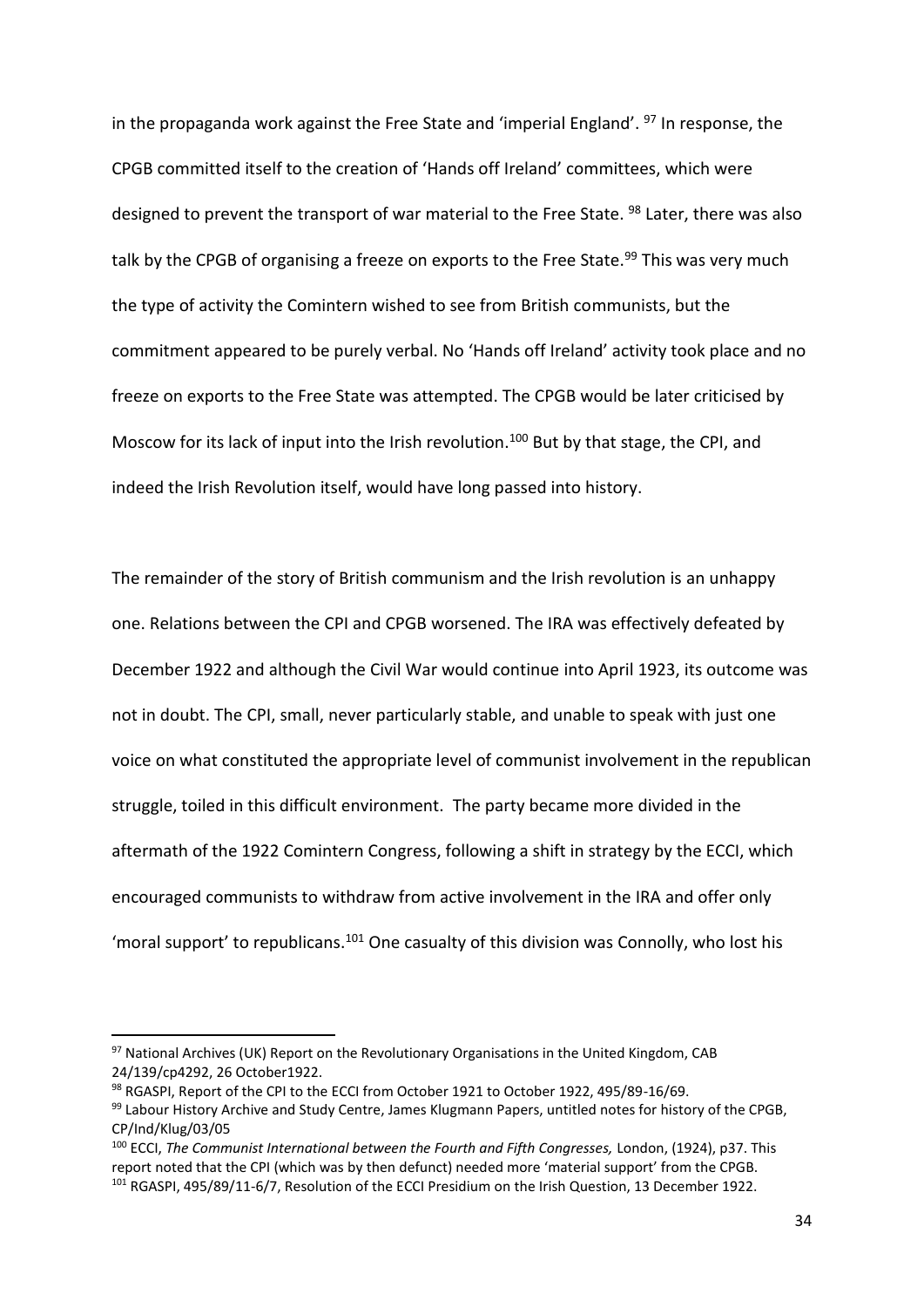in the propaganda work against the Free State and 'imperial England'. [97] In response, the CPGB committed itself to the creation of 'Hands off Ireland' committees, which were designed to prevent the transport of war material to the Free State. [98] Later, there was also talk by the CPGB of organising a freeze on exports to the Free State.[99] This was very much the type of activity the Comintern wished to see from British communists, but the commitment appeared to be purely verbal. No 'Hands off Ireland' activity took place and no freeze on exports to the Free State was attempted. The CPGB would be later criticised by Moscow for its lack of input into the Irish revolution.[100] But by that stage, the CPI, and indeed the Irish Revolution itself, would have long passed into history.

The remainder of the story of British communism and the Irish revolution is an unhappy one. Relations between the CPI and CPGB worsened. The IRA was effectively defeated by December 1922 and although the Civil War would continue into April 1923, its outcome was not in doubt. The CPI, small, never particularly stable, and unable to speak with just one voice on what constituted the appropriate level of communist involvement in the republican struggle, toiled in this difficult environment. The party became more divided in the aftermath of the 1922 Comintern Congress, following a shift in strategy by the ECCI, which encouraged communists to withdraw from active involvement in the IRA and offer only 'moral support' to republicans.[101] One casualty of this division was Connolly, who lost his

---

[97] National Archives (UK) Report on the Revolutionary Organisations in the United Kingdom, CAB 24/139/cp4292, 26 October1922.

[98] RGASPI, Report of the CPI to the ECCI from October 1921 to October 1922, 495/89-16/69.

[99] Labour History Archive and Study Centre, James Klugmann Papers, untitled notes for history of the CPGB, CP/Ind/Klug/03/05

[100] ECCI, *The Communist International between the Fourth and Fifth Congresses,* London, (1924), p37. This report noted that the CPI (which was by then defunct) needed more 'material support' from the CPGB.

[101] RGASPI, 495/89/11-6/7, Resolution of the ECCI Presidium on the Irish Question, 13 December 1922.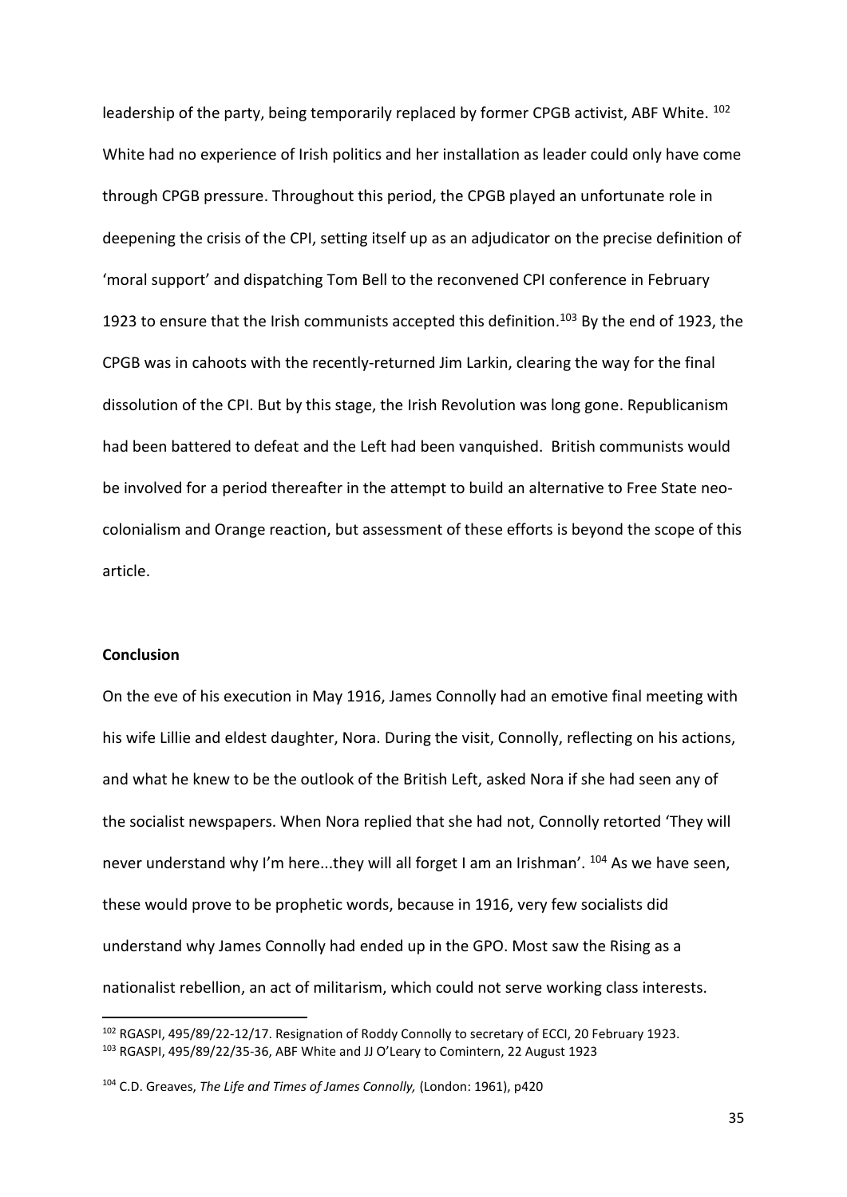leadership of the party, being temporarily replaced by former CPGB activist, ABF White. [102] White had no experience of Irish politics and her installation as leader could only have come through CPGB pressure. Throughout this period, the CPGB played an unfortunate role in deepening the crisis of the CPI, setting itself up as an adjudicator on the precise definition of 'moral support' and dispatching Tom Bell to the reconvened CPI conference in February 1923 to ensure that the Irish communists accepted this definition.[103] By the end of 1923, the CPGB was in cahoots with the recently-returned Jim Larkin, clearing the way for the final dissolution of the CPI. But by this stage, the Irish Revolution was long gone. Republicanism had been battered to defeat and the Left had been vanquished. British communists would be involved for a period thereafter in the attempt to build an alternative to Free State neo-colonialism and Orange reaction, but assessment of these efforts is beyond the scope of this article.

**Conclusion**

On the eve of his execution in May 1916, James Connolly had an emotive final meeting with his wife Lillie and eldest daughter, Nora. During the visit, Connolly, reflecting on his actions, and what he knew to be the outlook of the British Left, asked Nora if she had seen any of the socialist newspapers. When Nora replied that she had not, Connolly retorted 'They will never understand why I'm here...they will all forget I am an Irishman'. [104] As we have seen, these would prove to be prophetic words, because in 1916, very few socialists did understand why James Connolly had ended up in the GPO. Most saw the Rising as a nationalist rebellion, an act of militarism, which could not serve working class interests.

---

[102] RGASPI, 495/89/22-12/17. Resignation of Roddy Connolly to secretary of ECCI, 20 February 1923.

[103] RGASPI, 495/89/22/35-36, ABF White and JJ O'Leary to Comintern, 22 August 1923

[104] C.D. Greaves, *The Life and Times of James Connolly,* (London: 1961), p420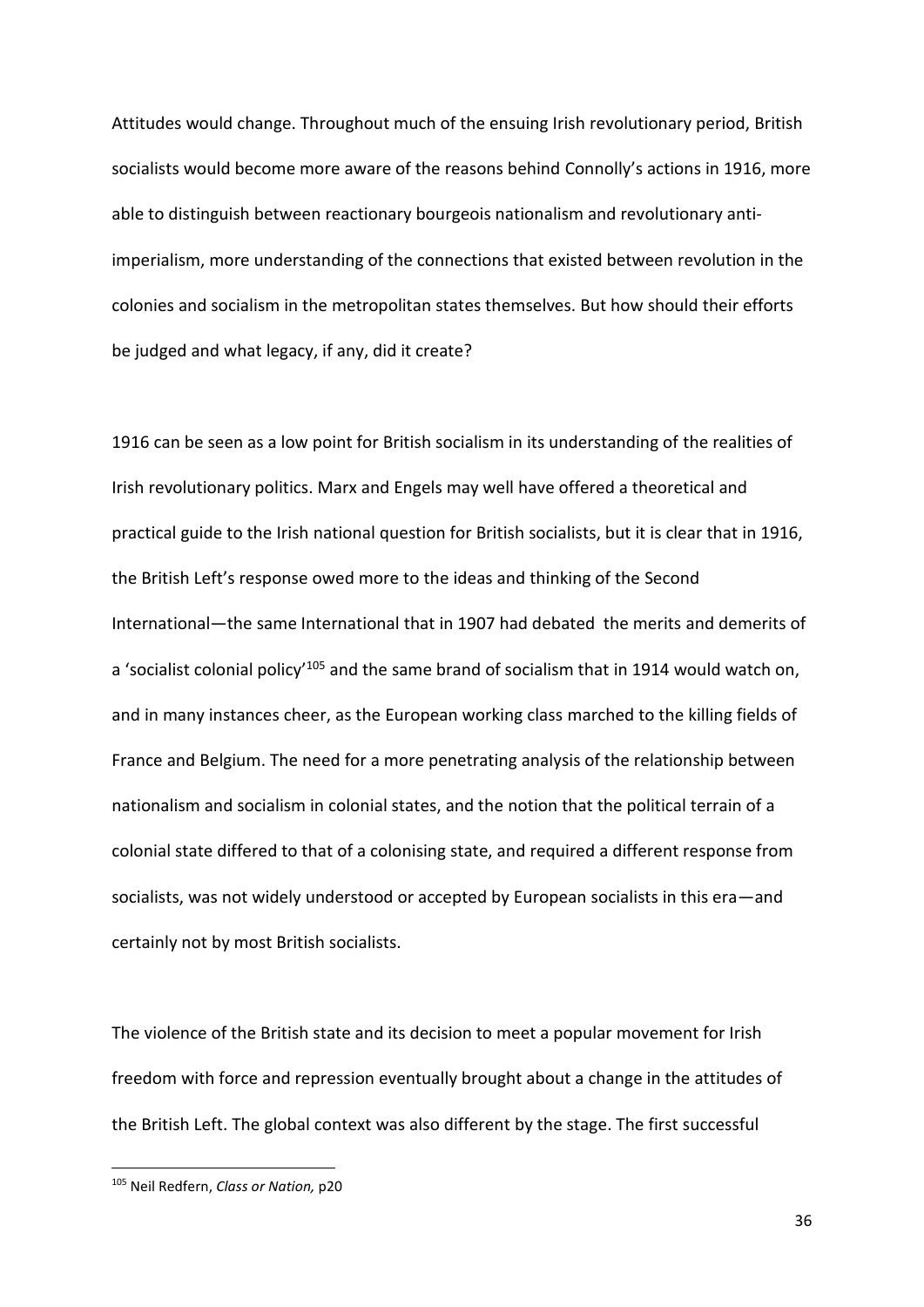Attitudes would change. Throughout much of the ensuing Irish revolutionary period, British socialists would become more aware of the reasons behind Connolly's actions in 1916, more able to distinguish between reactionary bourgeois nationalism and revolutionary anti-imperialism, more understanding of the connections that existed between revolution in the colonies and socialism in the metropolitan states themselves. But how should their efforts be judged and what legacy, if any, did it create?

1916 can be seen as a low point for British socialism in its understanding of the realities of Irish revolutionary politics. Marx and Engels may well have offered a theoretical and practical guide to the Irish national question for British socialists, but it is clear that in 1916, the British Left's response owed more to the ideas and thinking of the Second International—the same International that in 1907 had debated the merits and demerits of a 'socialist colonial policy'[105] and the same brand of socialism that in 1914 would watch on, and in many instances cheer, as the European working class marched to the killing fields of France and Belgium. The need for a more penetrating analysis of the relationship between nationalism and socialism in colonial states, and the notion that the political terrain of a colonial state differed to that of a colonising state, and required a different response from socialists, was not widely understood or accepted by European socialists in this era—and certainly not by most British socialists.

The violence of the British state and its decision to meet a popular movement for Irish freedom with force and repression eventually brought about a change in the attitudes of the British Left. The global context was also different by the stage. The first successful

---

[105] Neil Redfern, *Class or Nation,* p20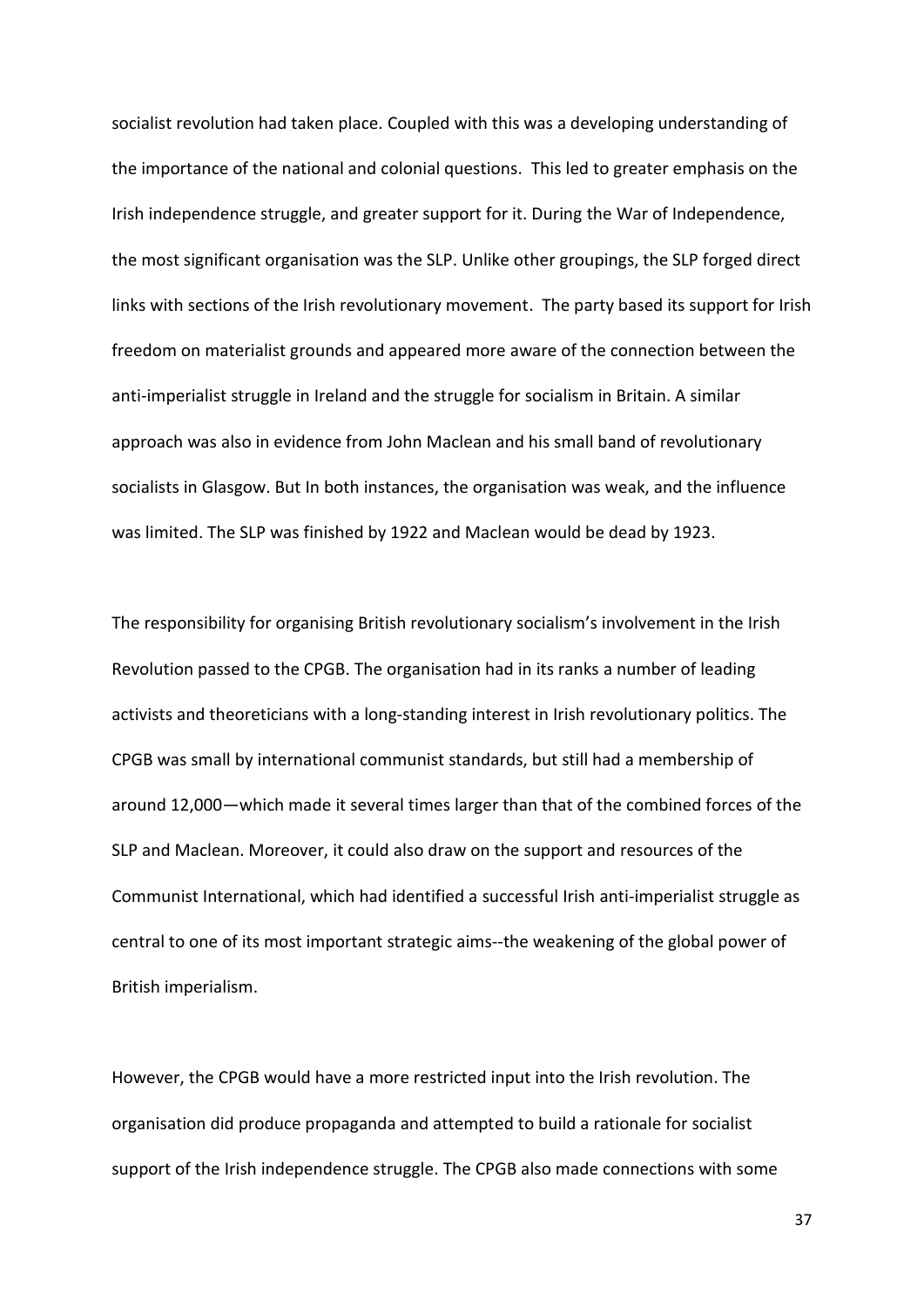socialist revolution had taken place. Coupled with this was a developing understanding of the importance of the national and colonial questions. This led to greater emphasis on the Irish independence struggle, and greater support for it. During the War of Independence, the most significant organisation was the SLP. Unlike other groupings, the SLP forged direct links with sections of the Irish revolutionary movement. The party based its support for Irish freedom on materialist grounds and appeared more aware of the connection between the anti-imperialist struggle in Ireland and the struggle for socialism in Britain. A similar approach was also in evidence from John Maclean and his small band of revolutionary socialists in Glasgow. But In both instances, the organisation was weak, and the influence was limited. The SLP was finished by 1922 and Maclean would be dead by 1923.

The responsibility for organising British revolutionary socialism's involvement in the Irish Revolution passed to the CPGB. The organisation had in its ranks a number of leading activists and theoreticians with a long-standing interest in Irish revolutionary politics. The CPGB was small by international communist standards, but still had a membership of around 12,000—which made it several times larger than that of the combined forces of the SLP and Maclean. Moreover, it could also draw on the support and resources of the Communist International, which had identified a successful Irish anti-imperialist struggle as central to one of its most important strategic aims--the weakening of the global power of British imperialism.

However, the CPGB would have a more restricted input into the Irish revolution. The organisation did produce propaganda and attempted to build a rationale for socialist support of the Irish independence struggle. The CPGB also made connections with some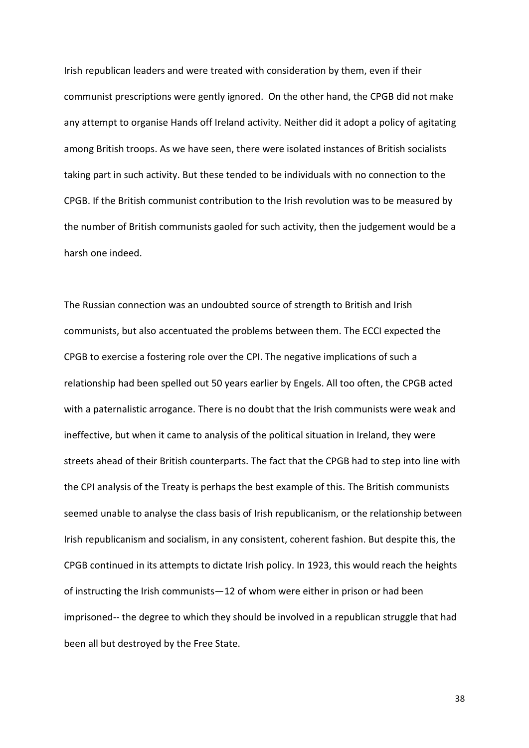Irish republican leaders and were treated with consideration by them, even if their communist prescriptions were gently ignored.  On the other hand, the CPGB did not make any attempt to organise Hands off Ireland activity. Neither did it adopt a policy of agitating among British troops. As we have seen, there were isolated instances of British socialists taking part in such activity. But these tended to be individuals with no connection to the CPGB. If the British communist contribution to the Irish revolution was to be measured by the number of British communists gaoled for such activity, then the judgement would be a harsh one indeed.

The Russian connection was an undoubted source of strength to British and Irish communists, but also accentuated the problems between them. The ECCI expected the CPGB to exercise a fostering role over the CPI. The negative implications of such a relationship had been spelled out 50 years earlier by Engels. All too often, the CPGB acted with a paternalistic arrogance. There is no doubt that the Irish communists were weak and ineffective, but when it came to analysis of the political situation in Ireland, they were streets ahead of their British counterparts. The fact that the CPGB had to step into line with the CPI analysis of the Treaty is perhaps the best example of this. The British communists seemed unable to analyse the class basis of Irish republicanism, or the relationship between Irish republicanism and socialism, in any consistent, coherent fashion. But despite this, the CPGB continued in its attempts to dictate Irish policy. In 1923, this would reach the heights of instructing the Irish communists—12 of whom were either in prison or had been imprisoned-- the degree to which they should be involved in a republican struggle that had been all but destroyed by the Free State.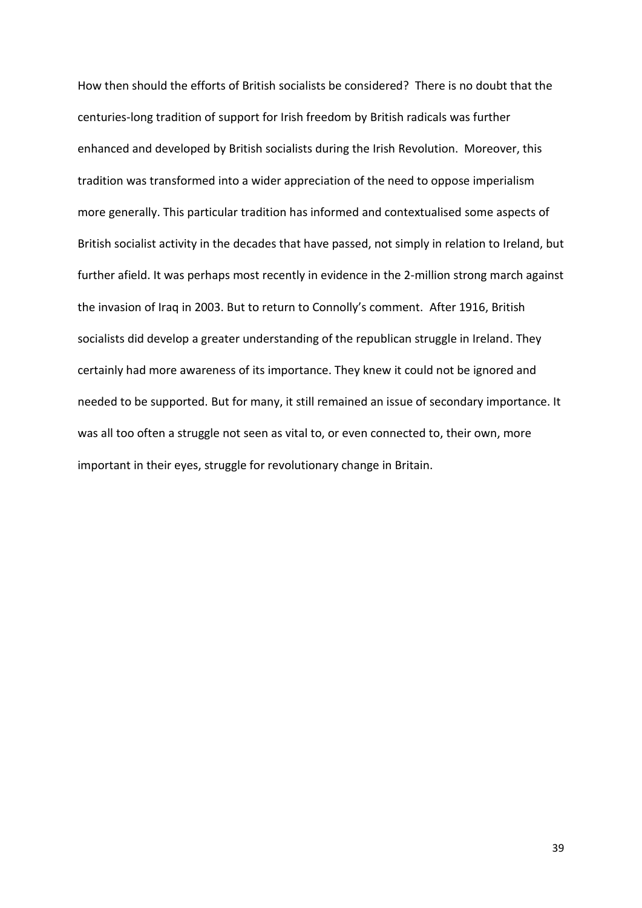How then should the efforts of British socialists be considered? There is no doubt that the centuries-long tradition of support for Irish freedom by British radicals was further enhanced and developed by British socialists during the Irish Revolution. Moreover, this tradition was transformed into a wider appreciation of the need to oppose imperialism more generally. This particular tradition has informed and contextualised some aspects of British socialist activity in the decades that have passed, not simply in relation to Ireland, but further afield. It was perhaps most recently in evidence in the 2-million strong march against the invasion of Iraq in 2003. But to return to Connolly's comment. After 1916, British socialists did develop a greater understanding of the republican struggle in Ireland. They certainly had more awareness of its importance. They knew it could not be ignored and needed to be supported. But for many, it still remained an issue of secondary importance. It was all too often a struggle not seen as vital to, or even connected to, their own, more important in their eyes, struggle for revolutionary change in Britain.